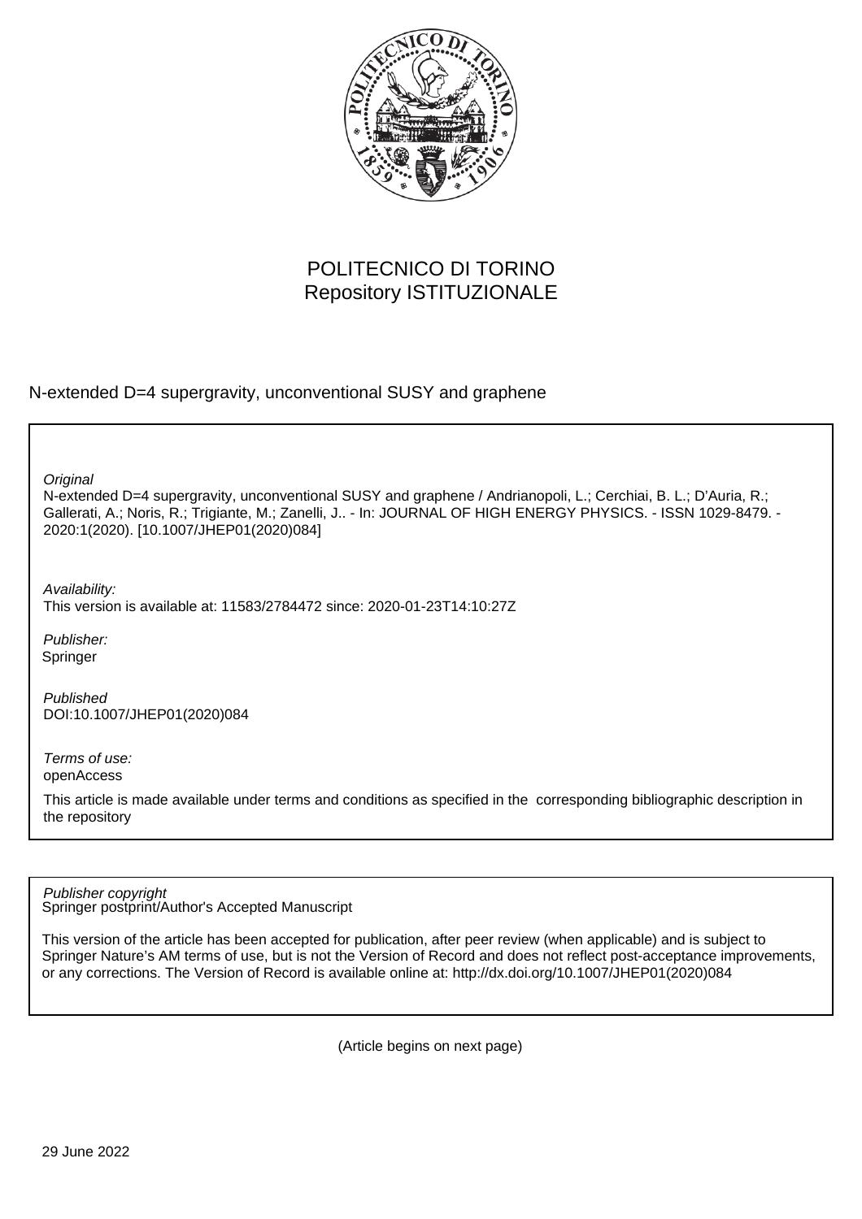POLITECNICO DI TORINO
Repository ISTITUZIONALE

N-extended D=4 supergravity, unconventional SUSY and graphene

*Original*
N-extended D=4 supergravity, unconventional SUSY and graphene / Andrianopoli, L.; Cerchiai, B. L.; D'Auria, R.; Gallerati, A.; Noris, R.; Trigiante, M.; Zanelli, J.. - In: JOURNAL OF HIGH ENERGY PHYSICS. - ISSN 1029-8479. - 2020:1(2020). [10.1007/JHEP01(2020)084]

*Availability:*
This version is available at: 11583/2784472 since: 2020-01-23T14:10:27Z

*Publisher:*
Springer

*Published*
DOI:10.1007/JHEP01(2020)084

*Terms of use:*
openAccess

This article is made available under terms and conditions as specified in the corresponding bibliographic description in the repository

*Publisher copyright*
Springer postprint/Author's Accepted Manuscript

This version of the article has been accepted for publication, after peer review (when applicable) and is subject to Springer Nature's AM terms of use, but is not the Version of Record and does not reflect post-acceptance improvements, or any corrections. The Version of Record is available online at: http://dx.doi.org/10.1007/JHEP01(2020)084

(Article begins on next page)

29 June 2022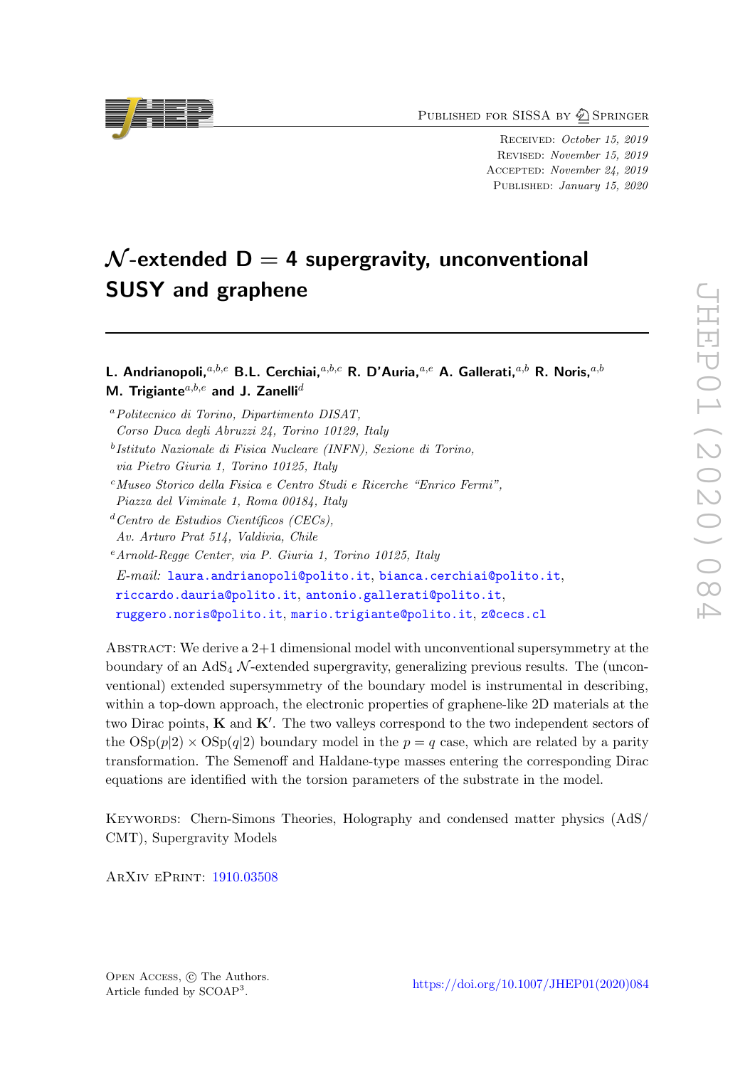# $\mathcal{N}$-extended D = 4 supergravity, unconventional SUSY and graphene

**L. Andrianopoli,**[a,b,e] **B.L. Cerchiai,**[a,b,c] **R. D'Auria,**[a,e] **A. Gallerati,**[a,b] **R. Noris,**[a,b] **M. Trigiante**[a,b,e] **and J. Zanelli**[d]

[a] *Politecnico di Torino, Dipartimento DISAT, Corso Duca degli Abruzzi 24, Torino 10129, Italy*

[b] *Istituto Nazionale di Fisica Nucleare (INFN), Sezione di Torino, via Pietro Giuria 1, Torino 10125, Italy*

[c] *Museo Storico della Fisica e Centro Studi e Ricerche "Enrico Fermi", Piazza del Viminale 1, Roma 00184, Italy*

[d] *Centro de Estudios Científicos (CECs), Av. Arturo Prat 514, Valdivia, Chile*

[e] *Arnold-Regge Center, via P. Giuria 1, Torino 10125, Italy*

*E-mail:* laura.andrianopoli@polito.it, bianca.cerchiai@polito.it, riccardo.dauria@polito.it, antonio.gallerati@polito.it, ruggero.noris@polito.it, mario.trigiante@polito.it, z@cecs.cl

Abstract: We derive a 2+1 dimensional model with unconventional supersymmetry at the boundary of an $\mathrm{AdS}_4$ $\mathcal{N}$-extended supergravity, generalizing previous results. The (unconventional) extended supersymmetry of the boundary model is instrumental in describing, within a top-down approach, the electronic properties of graphene-like 2D materials at the two Dirac points, $\mathbf{K}$ and $\mathbf{K}'$. The two valleys correspond to the two independent sectors of the $\mathrm{OSp}(p|2) \times \mathrm{OSp}(q|2)$ boundary model in the $p = q$ case, which are related by a parity transformation. The Semenoff and Haldane-type masses entering the corresponding Dirac equations are identified with the torsion parameters of the substrate in the model.

Keywords: Chern-Simons Theories, Holography and condensed matter physics (AdS/CMT), Supergravity Models

ArXiv ePrint: 1910.03508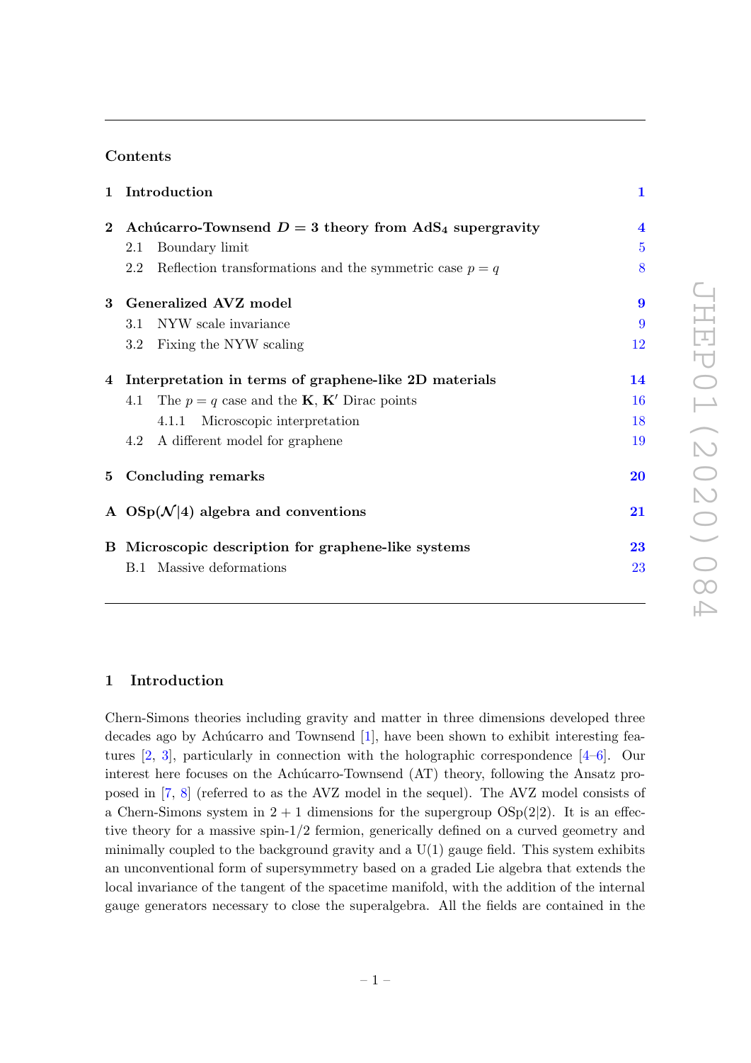## Contents

| | | |
|---|---|---|
| **1** | **Introduction** | **1** |
| **2** | **Achúcarro-Townsend $D = 3$ theory from $AdS_4$ supergravity** | **4** |
| | 2.1 Boundary limit | 5 |
| | 2.2 Reflection transformations and the symmetric case $p = q$ | 8 |
| **3** | **Generalized AVZ model** | **9** |
| | 3.1 NYW scale invariance | 9 |
| | 3.2 Fixing the NYW scaling | 12 |
| **4** | **Interpretation in terms of graphene-like 2D materials** | **14** |
| | 4.1 The $p = q$ case and the $\mathbf{K}$, $\mathbf{K}'$ Dirac points | 16 |
| | 4.1.1 Microscopic interpretation | 18 |
| | 4.2 A different model for graphene | 19 |
| **5** | **Concluding remarks** | **20** |
| **A** | **$OSp(\mathcal{N}|4)$ algebra and conventions** | **21** |
| **B** | **Microscopic description for graphene-like systems** | **23** |
| | B.1 Massive deformations | 23 |

# 1 Introduction

Chern-Simons theories including gravity and matter in three dimensions developed three decades ago by Achúcarro and Townsend [1], have been shown to exhibit interesting features [2, 3], particularly in connection with the holographic correspondence [4–6]. Our interest here focuses on the Achúcarro-Townsend (AT) theory, following the Ansatz proposed in [7, 8] (referred to as the AVZ model in the sequel). The AVZ model consists of a Chern-Simons system in $2 + 1$ dimensions for the supergroup $OSp(2|2)$. It is an effective theory for a massive spin-1/2 fermion, generically defined on a curved geometry and minimally coupled to the background gravity and a U(1) gauge field. This system exhibits an unconventional form of supersymmetry based on a graded Lie algebra that extends the local invariance of the tangent of the spacetime manifold, with the addition of the internal gauge generators necessary to close the superalgebra. All the fields are contained in the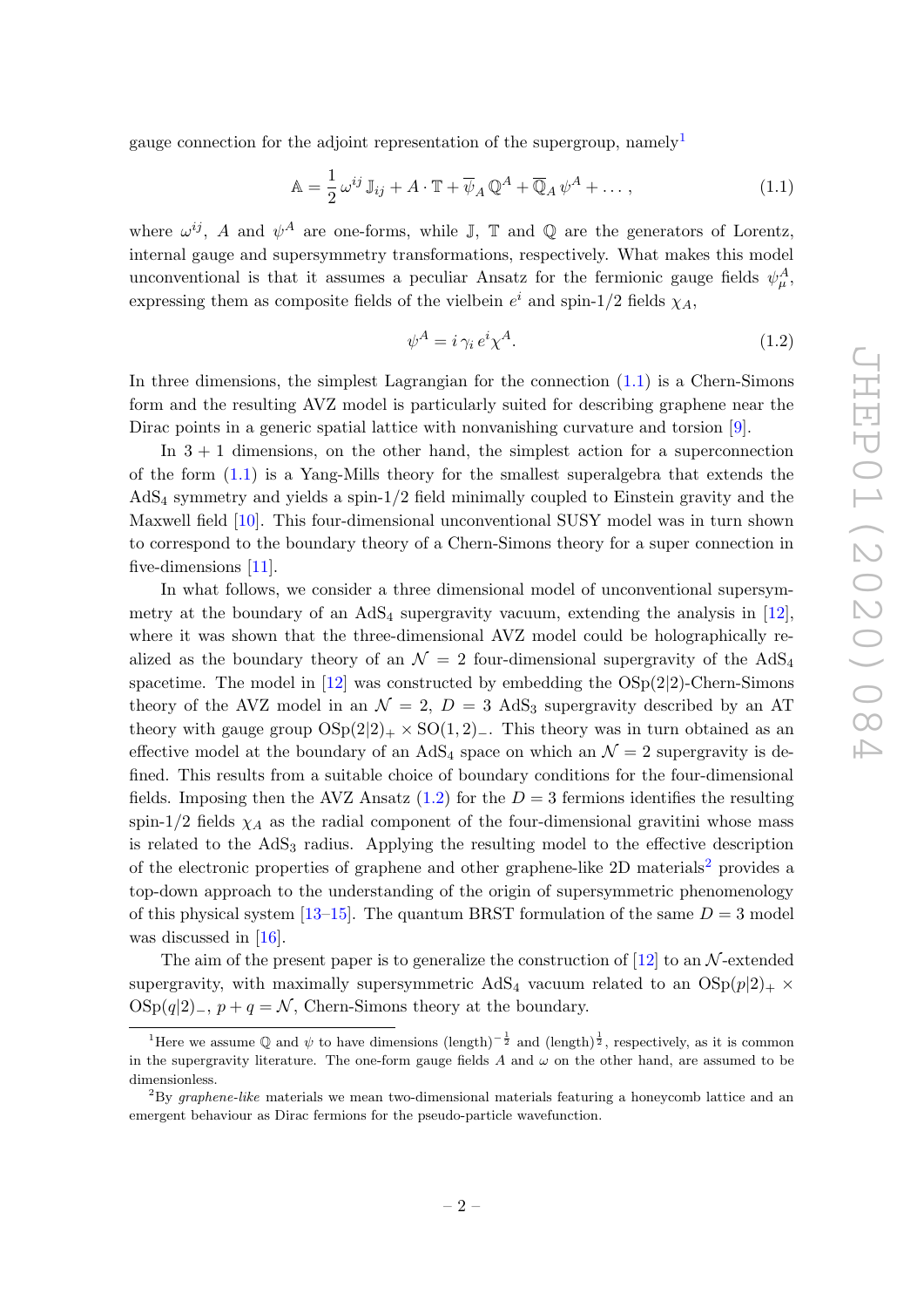gauge connection for the adjoint representation of the supergroup, namely[1]

$$\mathbb{A} = \frac{1}{2}\,\omega^{ij}\,\mathbb{J}_{ij} + A\cdot\mathbb{T} + \overline{\psi}_A\,\mathbb{Q}^A + \overline{\mathbb{Q}}_A\,\psi^A + \dots\,, \tag{1.1}$$

where $\omega^{ij}$, $A$ and $\psi^A$ are one-forms, while $\mathbb{J}$, $\mathbb{T}$ and $\mathbb{Q}$ are the generators of Lorentz, internal gauge and supersymmetry transformations, respectively. What makes this model unconventional is that it assumes a peculiar Ansatz for the fermionic gauge fields $\psi^A_\mu$, expressing them as composite fields of the vielbein $e^i$ and spin-1/2 fields $\chi_A$,

$$\psi^A = i\,\gamma_i\,e^i\chi^A. \tag{1.2}$$

In three dimensions, the simplest Lagrangian for the connection (1.1) is a Chern-Simons form and the resulting AVZ model is particularly suited for describing graphene near the Dirac points in a generic spatial lattice with nonvanishing curvature and torsion [9].

In 3 + 1 dimensions, on the other hand, the simplest action for a superconnection of the form (1.1) is a Yang-Mills theory for the smallest superalgebra that extends the $\mathrm{AdS}_4$ symmetry and yields a spin-1/2 field minimally coupled to Einstein gravity and the Maxwell field [10]. This four-dimensional unconventional SUSY model was in turn shown to correspond to the boundary theory of a Chern-Simons theory for a super connection in five-dimensions [11].

In what follows, we consider a three dimensional model of unconventional supersymmetry at the boundary of an $\mathrm{AdS}_4$ supergravity vacuum, extending the analysis in [12], where it was shown that the three-dimensional AVZ model could be holographically realized as the boundary theory of an $\mathcal{N} = 2$ four-dimensional supergravity of the $\mathrm{AdS}_4$ spacetime. The model in [12] was constructed by embedding the $\mathrm{OSp}(2|2)$-Chern-Simons theory of the AVZ model in an $\mathcal{N} = 2$, $D = 3$ $\mathrm{AdS}_3$ supergravity described by an AT theory with gauge group $\mathrm{OSp}(2|2)_+ \times \mathrm{SO}(1,2)_-$. This theory was in turn obtained as an effective model at the boundary of an $\mathrm{AdS}_4$ space on which an $\mathcal{N} = 2$ supergravity is defined. This results from a suitable choice of boundary conditions for the four-dimensional fields. Imposing then the AVZ Ansatz (1.2) for the $D = 3$ fermions identifies the resulting spin-1/2 fields $\chi_A$ as the radial component of the four-dimensional gravitini whose mass is related to the $\mathrm{AdS}_3$ radius. Applying the resulting model to the effective description of the electronic properties of graphene and other graphene-like 2D materials[2] provides a top-down approach to the understanding of the origin of supersymmetric phenomenology of this physical system [13–15]. The quantum BRST formulation of the same $D = 3$ model was discussed in [16].

The aim of the present paper is to generalize the construction of [12] to an $\mathcal{N}$-extended supergravity, with maximally supersymmetric $\mathrm{AdS}_4$ vacuum related to an $\mathrm{OSp}(p|2)_+ \times \mathrm{OSp}(q|2)_-$, $p + q = \mathcal{N}$, Chern-Simons theory at the boundary.

---

[1] Here we assume $\mathbb{Q}$ and $\psi$ to have dimensions $(\text{length})^{-\frac{1}{2}}$ and $(\text{length})^{\frac{1}{2}}$, respectively, as it is common in the supergravity literature. The one-form gauge fields $A$ and $\omega$ on the other hand, are assumed to be dimensionless.

[2] By *graphene-like* materials we mean two-dimensional materials featuring a honeycomb lattice and an emergent behaviour as Dirac fermions for the pseudo-particle wavefunction.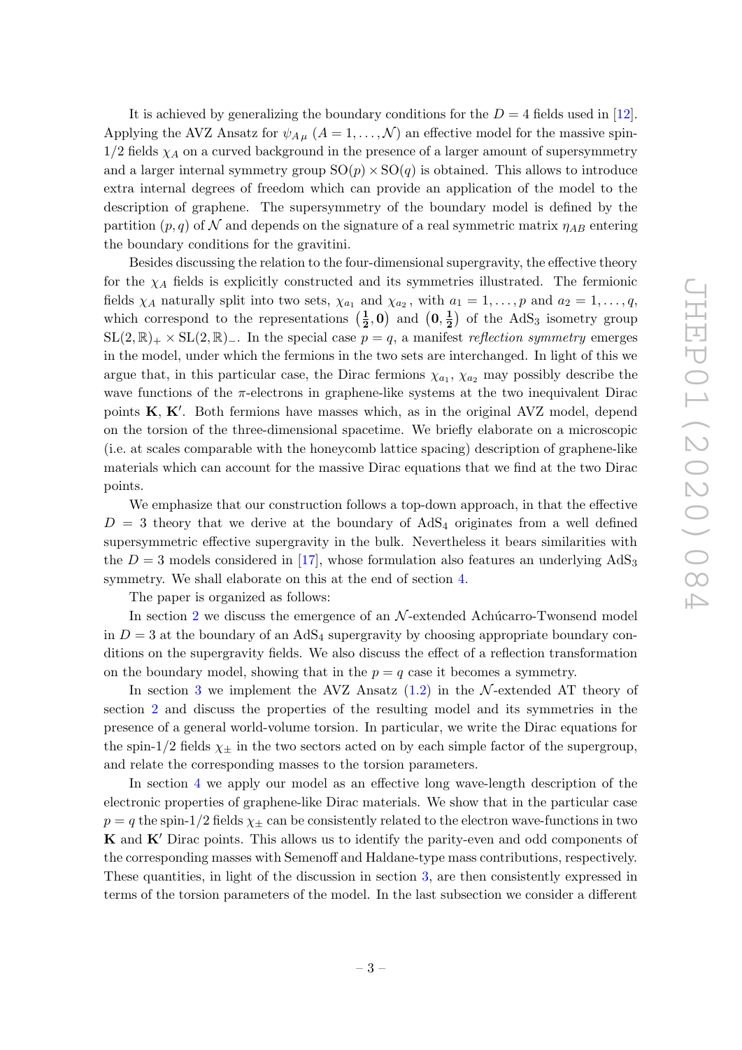It is achieved by generalizing the boundary conditions for the $D = 4$ fields used in [12]. Applying the AVZ Ansatz for $\psi_{A\mu}$ ($A = 1, \ldots, \mathcal{N}$) an effective model for the massive spin-1/2 fields $\chi_A$ on a curved background in the presence of a larger amount of supersymmetry and a larger internal symmetry group $\mathrm{SO}(p) \times \mathrm{SO}(q)$ is obtained. This allows to introduce extra internal degrees of freedom which can provide an application of the model to the description of graphene. The supersymmetry of the boundary model is defined by the partition $(p, q)$ of $\mathcal{N}$ and depends on the signature of a real symmetric matrix $\eta_{AB}$ entering the boundary conditions for the gravitini.

Besides discussing the relation to the four-dimensional supergravity, the effective theory for the $\chi_A$ fields is explicitly constructed and its symmetries illustrated. The fermionic fields $\chi_A$ naturally split into two sets, $\chi_{a_1}$ and $\chi_{a_2}$, with $a_1 = 1, \ldots, p$ and $a_2 = 1, \ldots, q$, which correspond to the representations $\left(\mathbf{\frac{1}{2}}, \mathbf{0}\right)$ and $\left(\mathbf{0}, \mathbf{\frac{1}{2}}\right)$ of the $\mathrm{AdS}_3$ isometry group $\mathrm{SL}(2,\mathbb{R})_+ \times \mathrm{SL}(2,\mathbb{R})_-$. In the special case $p = q$, a manifest *reflection symmetry* emerges in the model, under which the fermions in the two sets are interchanged. In light of this we argue that, in this particular case, the Dirac fermions $\chi_{a_1}$, $\chi_{a_2}$ may possibly describe the wave functions of the $\pi$-electrons in graphene-like systems at the two inequivalent Dirac points $\mathbf{K}$, $\mathbf{K}'$. Both fermions have masses which, as in the original AVZ model, depend on the torsion of the three-dimensional spacetime. We briefly elaborate on a microscopic (i.e. at scales comparable with the honeycomb lattice spacing) description of graphene-like materials which can account for the massive Dirac equations that we find at the two Dirac points.

We emphasize that our construction follows a top-down approach, in that the effective $D = 3$ theory that we derive at the boundary of $\mathrm{AdS}_4$ originates from a well defined supersymmetric effective supergravity in the bulk. Nevertheless it bears similarities with the $D = 3$ models considered in [17], whose formulation also features an underlying $\mathrm{AdS}_3$ symmetry. We shall elaborate on this at the end of section 4.

The paper is organized as follows:

In section 2 we discuss the emergence of an $\mathcal{N}$-extended Achúcarro-Twonsend model in $D = 3$ at the boundary of an $\mathrm{AdS}_4$ supergravity by choosing appropriate boundary conditions on the supergravity fields. We also discuss the effect of a reflection transformation on the boundary model, showing that in the $p = q$ case it becomes a symmetry.

In section 3 we implement the AVZ Ansatz (1.2) in the $\mathcal{N}$-extended AT theory of section 2 and discuss the properties of the resulting model and its symmetries in the presence of a general world-volume torsion. In particular, we write the Dirac equations for the spin-1/2 fields $\chi_\pm$ in the two sectors acted on by each simple factor of the supergroup, and relate the corresponding masses to the torsion parameters.

In section 4 we apply our model as an effective long wave-length description of the electronic properties of graphene-like Dirac materials. We show that in the particular case $p = q$ the spin-1/2 fields $\chi_\pm$ can be consistently related to the electron wave-functions in two $\mathbf{K}$ and $\mathbf{K}'$ Dirac points. This allows us to identify the parity-even and odd components of the corresponding masses with Semenoff and Haldane-type mass contributions, respectively. These quantities, in light of the discussion in section 3, are then consistently expressed in terms of the torsion parameters of the model. In the last subsection we consider a different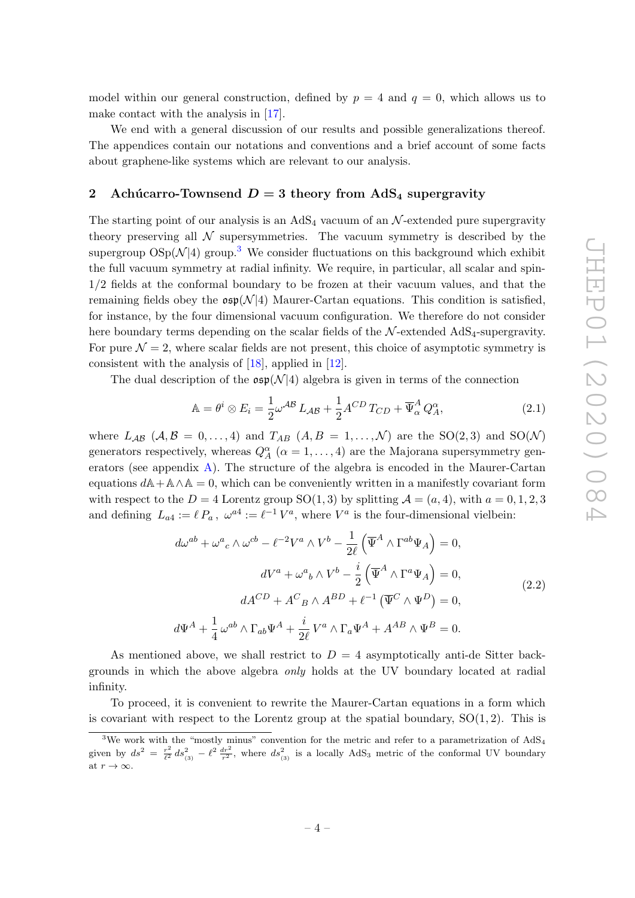model within our general construction, defined by $p = 4$ and $q = 0$, which allows us to make contact with the analysis in [17].

We end with a general discussion of our results and possible generalizations thereof. The appendices contain our notations and conventions and a brief account of some facts about graphene-like systems which are relevant to our analysis.

## 2 Achúcarro-Townsend $D = 3$ theory from $\mathrm{AdS}_4$ supergravity

The starting point of our analysis is an $\mathrm{AdS}_4$ vacuum of an $\mathcal{N}$-extended pure supergravity theory preserving all $\mathcal{N}$ supersymmetries. The vacuum symmetry is described by the supergroup $\mathrm{OSp}(\mathcal{N}|4)$ group.[3] We consider fluctuations on this background which exhibit the full vacuum symmetry at radial infinity. We require, in particular, all scalar and spin-1/2 fields at the conformal boundary to be frozen at their vacuum values, and that the remaining fields obey the $\mathfrak{osp}(\mathcal{N}|4)$ Maurer-Cartan equations. This condition is satisfied, for instance, by the four dimensional vacuum configuration. We therefore do not consider here boundary terms depending on the scalar fields of the $\mathcal{N}$-extended $\mathrm{AdS}_4$-supergravity. For pure $\mathcal{N} = 2$, where scalar fields are not present, this choice of asymptotic symmetry is consistent with the analysis of [18], applied in [12].

The dual description of the $\mathfrak{osp}(\mathcal{N}|4)$ algebra is given in terms of the connection

$$
\mathbb{A} = \theta^i \otimes E_i = \frac{1}{2}\omega^{\mathcal{AB}}\, L_{\mathcal{AB}} + \frac{1}{2}A^{CD}\, T_{CD} + \overline{\Psi}{}^A_\alpha\, Q^\alpha_A, \tag{2.1}
$$

where $L_{\mathcal{AB}}$ ($\mathcal{A},\mathcal{B} = 0,\dots,4$) and $T_{AB}$ ($A,B = 1,\dots,\mathcal{N}$) are the $\mathrm{SO}(2,3)$ and $\mathrm{SO}(\mathcal{N})$ generators respectively, whereas $Q^\alpha_A$ ($\alpha = 1,\dots,4$) are the Majorana supersymmetry generators (see appendix A). The structure of the algebra is encoded in the Maurer-Cartan equations $d\mathbb{A} + \mathbb{A}\wedge\mathbb{A} = 0$, which can be conveniently written in a manifestly covariant form with respect to the $D = 4$ Lorentz group $\mathrm{SO}(1,3)$ by splitting $\mathcal{A} = (a, 4)$, with $a = 0,1,2,3$ and defining $L_{a4} := \ell\, P_a$, $\omega^{a4} := \ell^{-1}\, V^a$, where $V^a$ is the four-dimensional vielbein:

$$
\begin{aligned}
d\omega^{ab} + \omega^a{}_c \wedge \omega^{cb} - \ell^{-2} V^a \wedge V^b - \frac{1}{2\ell}\left(\overline{\Psi}{}^A \wedge \Gamma^{ab}\Psi_A\right) &= 0,\\
dV^a + \omega^a{}_b \wedge V^b - \frac{i}{2}\left(\overline{\Psi}{}^A \wedge \Gamma^a\Psi_A\right) &= 0,\\
dA^{CD} + A^C{}_B \wedge A^{BD} + \ell^{-1}\left(\overline{\Psi}{}^C \wedge \Psi^D\right) &= 0,\\
d\Psi^A + \frac{1}{4}\,\omega^{ab}\wedge\Gamma_{ab}\Psi^A + \frac{i}{2\ell}\, V^a \wedge \Gamma_a\Psi^A + A^{AB}\wedge\Psi^B &= 0.
\end{aligned} \tag{2.2}
$$

As mentioned above, we shall restrict to $D = 4$ asymptotically anti-de Sitter backgrounds in which the above algebra *only* holds at the UV boundary located at radial infinity.

To proceed, it is convenient to rewrite the Maurer-Cartan equations in a form which is covariant with respect to the Lorentz group at the spatial boundary, $\mathrm{SO}(1,2)$. This is

---

[3] We work with the "mostly minus" convention for the metric and refer to a parametrization of $\mathrm{AdS}_4$ given by $ds^2 = \frac{r^2}{\ell^2}\, ds^2_{(3)} - \ell^2\,\frac{dr^2}{r^2}$, where $ds^2_{(3)}$ is a locally $\mathrm{AdS}_3$ metric of the conformal UV boundary at $r \to \infty$.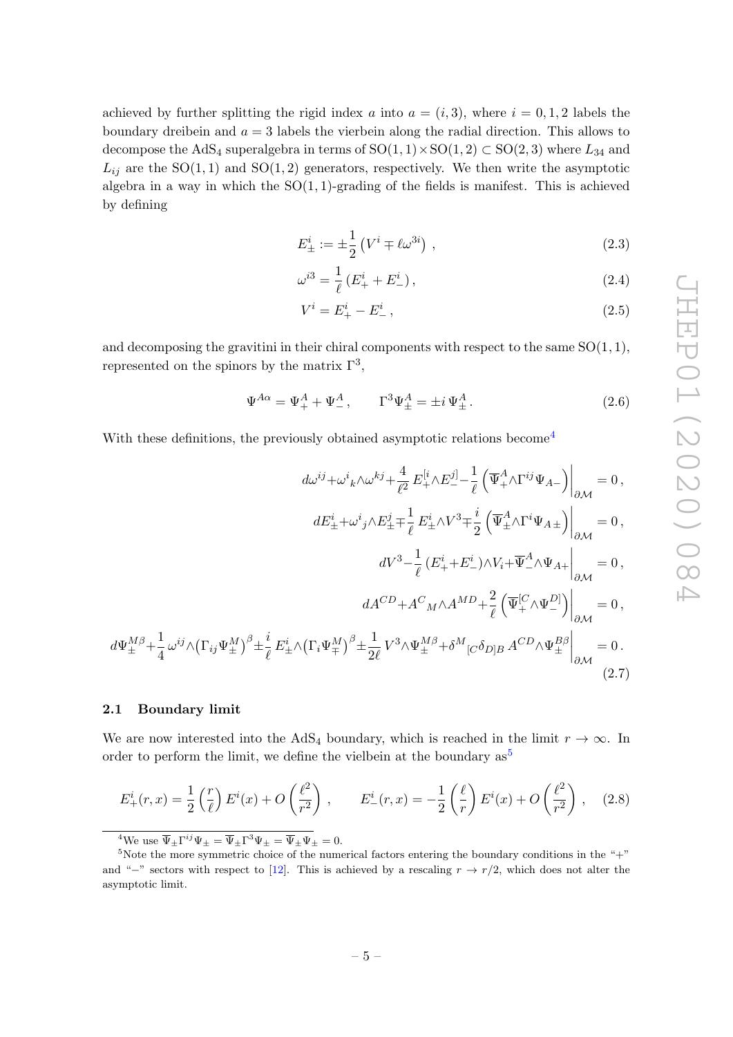achieved by further splitting the rigid index $a$ into $a = (i, 3)$, where $i = 0, 1, 2$ labels the boundary dreibein and $a = 3$ labels the vierbein along the radial direction. This allows to decompose the $\mathrm{AdS}_4$ superalgebra in terms of $\mathrm{SO}(1,1) \times \mathrm{SO}(1,2) \subset \mathrm{SO}(2,3)$ where $L_{34}$ and $L_{ij}$ are the $\mathrm{SO}(1,1)$ and $\mathrm{SO}(1,2)$ generators, respectively. We then write the asymptotic algebra in a way in which the $\mathrm{SO}(1,1)$-grading of the fields is manifest. This is achieved by defining

$$E^i_\pm := \pm \frac{1}{2} \left( V^i \mp \ell \omega^{3i} \right) , \tag{2.3}$$

$$\omega^{i3} = \frac{1}{\ell} \left( E^i_+ + E^i_- \right), \tag{2.4}$$

$$V^i = E^i_+ - E^i_- , \tag{2.5}$$

and decomposing the gravitini in their chiral components with respect to the same $\mathrm{SO}(1,1)$, represented on the spinors by the matrix $\Gamma^3$,

$$\Psi^{A\alpha} = \Psi^A_+ + \Psi^A_- , \qquad \Gamma^3 \Psi^A_\pm = \pm i \, \Psi^A_\pm . \tag{2.6}$$

With these definitions, the previously obtained asymptotic relations become[4]

$$\begin{aligned}
d\omega^{ij} + \omega^i{}_k \wedge \omega^{kj} + \frac{4}{\ell^2} E^{[i}_+ \wedge E^{j]}_- - \frac{1}{\ell} \left( \overline{\Psi}{}^A_+ \wedge \Gamma^{ij} \Psi_{A-} \right) \Big|_{\partial\mathcal{M}} &= 0 , \\
dE^i_\pm + \omega^i{}_j \wedge E^j_\pm \mp \frac{1}{\ell} E^i_\pm \wedge V^3 \mp \frac{i}{2} \left( \overline{\Psi}{}^A_\pm \wedge \Gamma^i \Psi_{A\pm} \right) \Big|_{\partial\mathcal{M}} &= 0 , \\
dV^3 - \frac{1}{\ell} \left( E^i_+ + E^i_- \right) \wedge V_i + \overline{\Psi}{}^A_- \wedge \Psi_{A+} \Big|_{\partial\mathcal{M}} &= 0 , \\
dA^{CD} + A^C{}_M \wedge A^{MD} + \frac{2}{\ell} \left( \overline{\Psi}{}^{[C}_+ \wedge \Psi^{D]}_- \right) \Big|_{\partial\mathcal{M}} &= 0 , \\
d\Psi^{M\beta}_\pm + \frac{1}{4} \omega^{ij} \wedge \left( \Gamma_{ij} \Psi^M_\pm \right)^\beta \pm \frac{i}{\ell} E^i_\pm \wedge \left( \Gamma_i \Psi^M_\mp \right)^\beta \pm \frac{1}{2\ell} V^3 \wedge \Psi^{M\beta}_\pm + \delta^M{}_{[C} \delta_{D]B} \, A^{CD} \wedge \Psi^{B\beta}_\pm \Big|_{\partial\mathcal{M}} &= 0 .
\end{aligned} \tag{2.7}$$

### 2.1 Boundary limit

We are now interested into the $\mathrm{AdS}_4$ boundary, which is reached in the limit $r \to \infty$. In order to perform the limit, we define the vielbein at the boundary as[5]

$$E^i_+(r,x) = \frac{1}{2} \left( \frac{r}{\ell} \right) E^i(x) + O\left( \frac{\ell^2}{r^2} \right) , \qquad E^i_-(r,x) = -\frac{1}{2} \left( \frac{\ell}{r} \right) E^i(x) + O\left( \frac{\ell^2}{r^2} \right) , \tag{2.8}$$

---

[4] We use $\overline{\Psi}_\pm \Gamma^{ij} \Psi_\pm = \overline{\Psi}_\pm \Gamma^3 \Psi_\pm = \overline{\Psi}_\pm \Psi_\pm = 0$.

[5] Note the more symmetric choice of the numerical factors entering the boundary conditions in the "+" and "−" sectors with respect to [12]. This is achieved by a rescaling $r \to r/2$, which does not alter the asymptotic limit.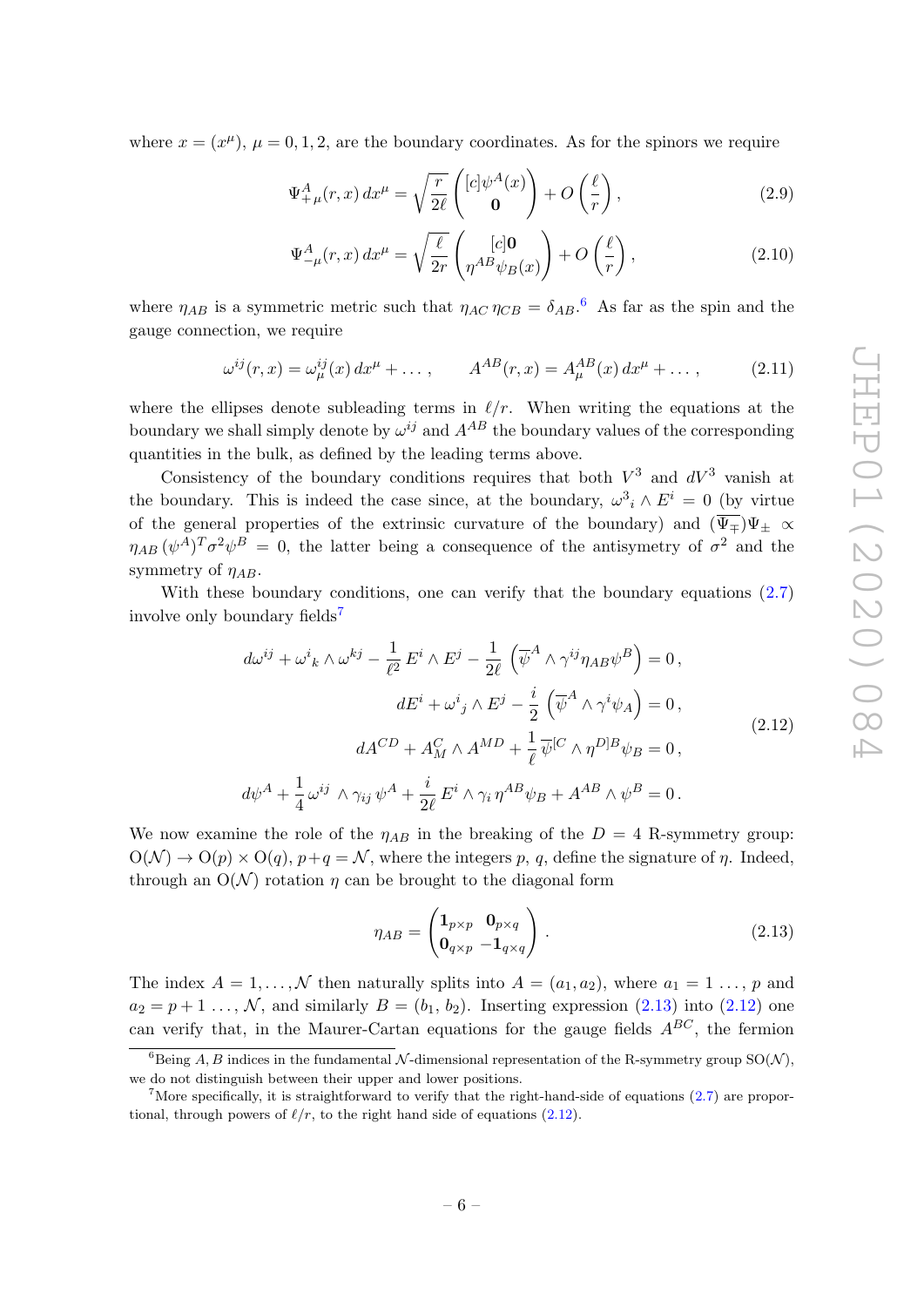where $x = (x^\mu)$, $\mu = 0, 1, 2$, are the boundary coordinates. As for the spinors we require

$$\Psi^A_{+\,\mu}(r, x)\, dx^\mu = \sqrt{\frac{r}{2\ell}} \begin{pmatrix} \psi^A(x) \\ \mathbf{0} \end{pmatrix} + O\left(\frac{\ell}{r}\right), \tag{2.9}$$

$$\Psi^A_{-\,\mu}(r, x)\, dx^\mu = \sqrt{\frac{\ell}{2r}} \begin{pmatrix} \mathbf{0} \\ \eta^{AB}\psi_B(x) \end{pmatrix} + O\left(\frac{\ell}{r}\right), \tag{2.10}$$

where $\eta_{AB}$ is a symmetric metric such that $\eta_{AC}\,\eta_{CB} = \delta_{AB}$.[6] As far as the spin and the gauge connection, we require

$$\omega^{ij}(r, x) = \omega^{ij}_\mu(x)\, dx^\mu + \dots\,, \qquad A^{AB}(r, x) = A^{AB}_\mu(x)\, dx^\mu + \dots\,, \tag{2.11}$$

where the ellipses denote subleading terms in $\ell/r$. When writing the equations at the boundary we shall simply denote by $\omega^{ij}$ and $A^{AB}$ the boundary values of the corresponding quantities in the bulk, as defined by the leading terms above.

Consistency of the boundary conditions requires that both $V^3$ and $dV^3$ vanish at the boundary. This is indeed the case since, at the boundary, $\omega^3{}_i \wedge E^i = 0$ (by virtue of the general properties of the extrinsic curvature of the boundary) and $(\overline{\Psi_\mp})\Psi_\pm \propto \eta_{AB}\,(\psi^A)^T\sigma^2\psi^B = 0$, the latter being a consequence of the antisymetry of $\sigma^2$ and the symmetry of $\eta_{AB}$.

With these boundary conditions, one can verify that the boundary equations (2.7) involve only boundary fields[7]

$$\begin{aligned}
d\omega^{ij} + \omega^i{}_k \wedge \omega^{kj} - \frac{1}{\ell^2}\, E^i \wedge E^j - \frac{1}{2\ell}\left(\overline{\psi}^A \wedge \gamma^{ij}\eta_{AB}\psi^B\right) &= 0\,, \\
dE^i + \omega^i{}_j \wedge E^j - \frac{i}{2}\left(\overline{\psi}^A \wedge \gamma^i\psi_A\right) &= 0\,, \\
dA^{CD} + A^C_M \wedge A^{MD} + \frac{1}{\ell}\,\overline{\psi}^{[C} \wedge \eta^{D]B}\psi_B &= 0\,, \\
d\psi^A + \frac{1}{4}\,\omega^{ij} \wedge \gamma_{ij}\,\psi^A + \frac{i}{2\ell}\,E^i \wedge \gamma_i\,\eta^{AB}\psi_B + A^{AB} \wedge \psi^B &= 0\,.
\end{aligned} \tag{2.12}$$

We now examine the role of the $\eta_{AB}$ in the breaking of the $D = 4$ R-symmetry group: $\mathrm{O}(\mathcal{N}) \to \mathrm{O}(p) \times \mathrm{O}(q)$, $p+q = \mathcal{N}$, where the integers $p$, $q$, define the signature of $\eta$. Indeed, through an $\mathrm{O}(\mathcal{N})$ rotation $\eta$ can be brought to the diagonal form

$$\eta_{AB} = \begin{pmatrix} \mathbf{1}_{p\times p} & \mathbf{0}_{p\times q} \\ \mathbf{0}_{q\times p} & -\mathbf{1}_{q\times q} \end{pmatrix}. \tag{2.13}$$

The index $A = 1, \dots, \mathcal{N}$ then naturally splits into $A = (a_1, a_2)$, where $a_1 = 1 \dots, p$ and $a_2 = p+1 \dots, \mathcal{N}$, and similarly $B = (b_1, b_2)$. Inserting expression (2.13) into (2.12) one can verify that, in the Maurer-Cartan equations for the gauge fields $A^{BC}$, the fermion

---

[6] Being $A, B$ indices in the fundamental $\mathcal{N}$-dimensional representation of the R-symmetry group $\mathrm{SO}(\mathcal{N})$, we do not distinguish between their upper and lower positions.

[7] More specifically, it is straightforward to verify that the right-hand-side of equations (2.7) are proportional, through powers of $\ell/r$, to the right hand side of equations (2.12).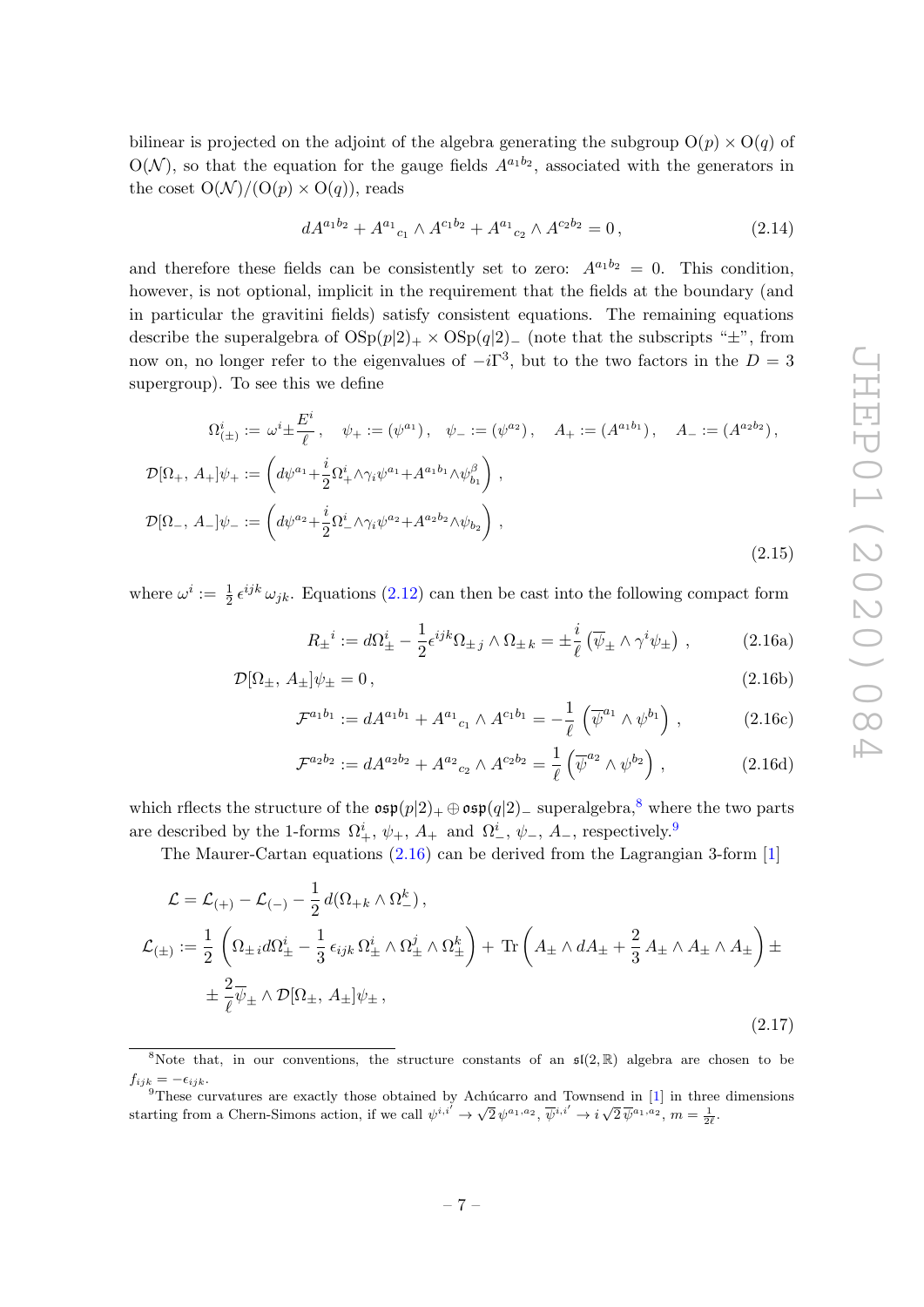bilinear is projected on the adjoint of the algebra generating the subgroup $\mathrm{O}(p)\times\mathrm{O}(q)$ of $\mathrm{O}(\mathcal{N})$, so that the equation for the gauge fields $A^{a_1b_2}$, associated with the generators in the coset $\mathrm{O}(\mathcal{N})/(\mathrm{O}(p)\times\mathrm{O}(q))$, reads

$$dA^{a_1b_2}+A^{a_1}{}_{c_1}\wedge A^{c_1b_2}+A^{a_1}{}_{c_2}\wedge A^{c_2b_2}=0\,, \tag{2.14}$$

and therefore these fields can be consistently set to zero: $A^{a_1b_2}=0$. This condition, however, is not optional, implicit in the requirement that the fields at the boundary (and in particular the gravitini fields) satisfy consistent equations. The remaining equations describe the superalgebra of $\mathrm{OSp}(p|2)_+\times\mathrm{OSp}(q|2)_-$ (note that the subscripts "$\pm$", from now on, no longer refer to the eigenvalues of $-i\Gamma^3$, but to the two factors in the $D=3$ supergroup). To see this we define

$$\begin{aligned}
&\Omega^i_{(\pm)}:=\omega^i\pm\frac{E^i}{\ell}\,,\quad \psi_+:=(\psi^{a_1})\,,\quad \psi_-:=(\psi^{a_2})\,,\quad A_+:=(A^{a_1b_1})\,,\quad A_-:=(A^{a_2b_2})\,,\\
&\mathcal{D}[\Omega_+,\,A_+]\psi_+:=\left(d\psi^{a_1}+\frac{i}{2}\Omega^i_+\wedge\gamma_i\psi^{a_1}+A^{a_1b_1}\wedge\psi^{\beta}_{b_1}\right)\,,\\
&\mathcal{D}[\Omega_-,\,A_-]\psi_-:=\left(d\psi^{a_2}+\frac{i}{2}\Omega^i_-\wedge\gamma_i\psi^{a_2}+A^{a_2b_2}\wedge\psi_{b_2}\right)\,,
\end{aligned} \tag{2.15}$$

where $\omega^i:=\frac{1}{2}\,\epsilon^{ijk}\,\omega_{jk}$. Equations (2.12) can then be cast into the following compact form

$$R_\pm{}^i:=d\Omega^i_\pm-\frac{1}{2}\epsilon^{ijk}\Omega_{\pm\,j}\wedge\Omega_{\pm\,k}=\pm\frac{i}{\ell}\left(\overline{\psi}_\pm\wedge\gamma^i\psi_\pm\right)\,, \tag{2.16a}$$

$$\mathcal{D}[\Omega_\pm,\,A_\pm]\psi_\pm=0\,, \tag{2.16b}$$

$$\mathcal{F}^{a_1b_1}:=dA^{a_1b_1}+A^{a_1}{}_{c_1}\wedge A^{c_1b_1}=-\frac{1}{\ell}\left(\overline{\psi}^{a_1}\wedge\psi^{b_1}\right)\,, \tag{2.16c}$$

$$\mathcal{F}^{a_2b_2}:=dA^{a_2b_2}+A^{a_2}{}_{c_2}\wedge A^{c_2b_2}=\frac{1}{\ell}\left(\overline{\psi}^{a_2}\wedge\psi^{b_2}\right)\,, \tag{2.16d}$$

which rflects the structure of the $\mathfrak{osp}(p|2)_+\oplus\mathfrak{osp}(q|2)_-$ superalgebra,[8] where the two parts are described by the 1-forms $\Omega^i_+$, $\psi_+$, $A_+$ and $\Omega^i_-$, $\psi_-$, $A_-$, respectively.[9]

The Maurer-Cartan equations (2.16) can be derived from the Lagrangian 3-form [1]

$$\begin{aligned}
\mathcal{L}&=\mathcal{L}_{(+)}-\mathcal{L}_{(-)}-\frac{1}{2}\,d(\Omega_{+k}\wedge\Omega^k_-)\,,\\
\mathcal{L}_{(\pm)}&:=\frac{1}{2}\left(\Omega_{\pm\,i}d\Omega^i_\pm-\frac{1}{3}\,\epsilon_{ijk}\,\Omega^i_\pm\wedge\Omega^j_\pm\wedge\Omega^k_\pm\right)+\,\mathrm{Tr}\left(A_\pm\wedge dA_\pm+\frac{2}{3}\,A_\pm\wedge A_\pm\wedge A_\pm\right)\pm\\
&\quad\pm\frac{2}{\ell}\overline{\psi}_\pm\wedge\mathcal{D}[\Omega_\pm,\,A_\pm]\psi_\pm\,,
\end{aligned} \tag{2.17}$$

---

[8] Note that, in our conventions, the structure constants of an $\mathfrak{sl}(2,\mathbb{R})$ algebra are chosen to be $f_{ijk}=-\epsilon_{ijk}$.

[9] These curvatures are exactly those obtained by Achúcarro and Townsend in [1] in three dimensions starting from a Chern-Simons action, if we call $\psi^{i,i'}\to\sqrt{2}\,\psi^{a_1,a_2}$, $\overline{\psi}^{i,i'}\to i\,\sqrt{2}\,\overline{\psi}^{a_1,a_2}$, $m=\frac{1}{2\ell}$.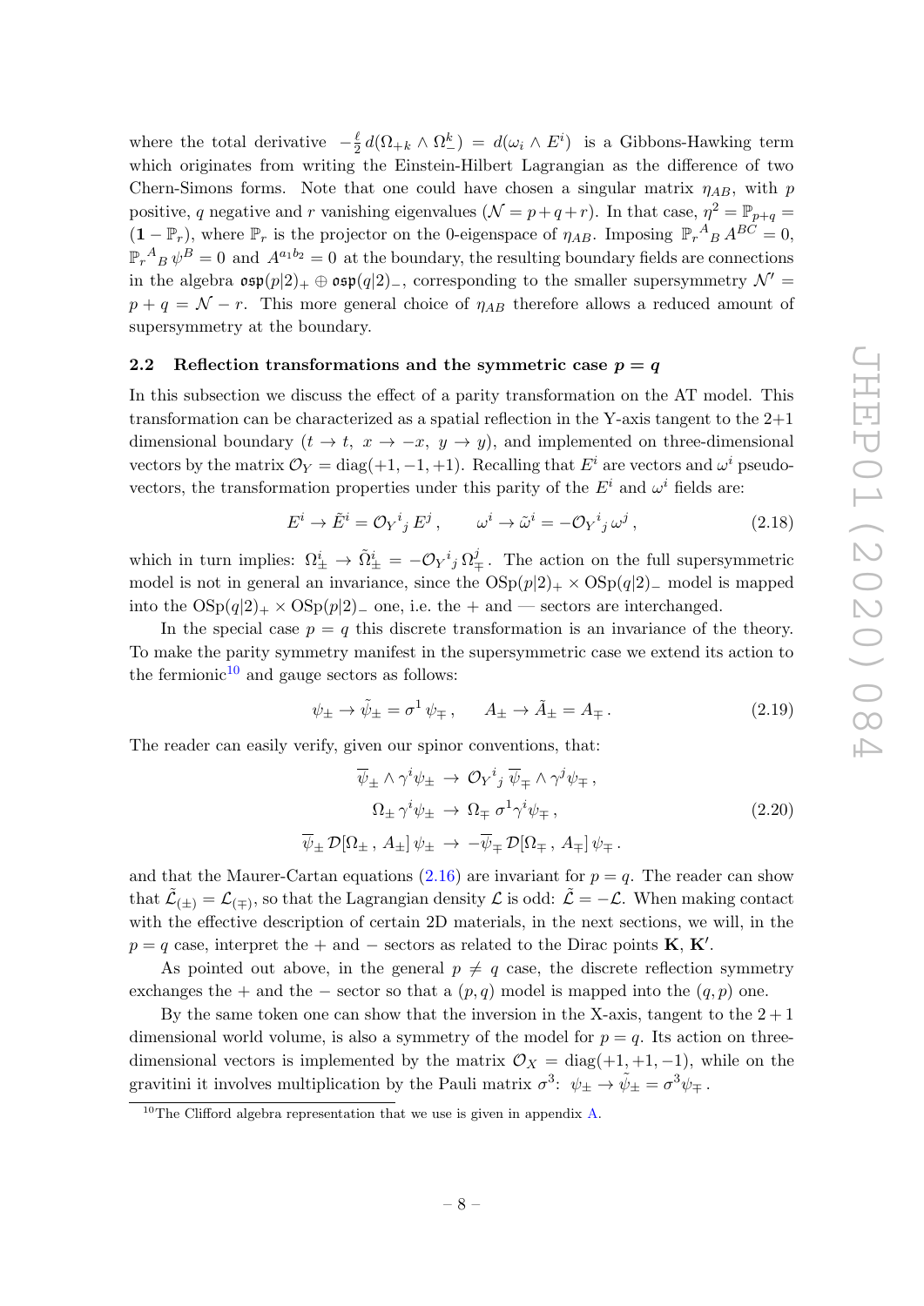where the total derivative $-\frac{\ell}{2}\, d(\Omega_{+k} \wedge \Omega_-^k) = d(\omega_i \wedge E^i)$ is a Gibbons-Hawking term which originates from writing the Einstein-Hilbert Lagrangian as the difference of two Chern-Simons forms. Note that one could have chosen a singular matrix $\eta_{AB}$, with $p$ positive, $q$ negative and $r$ vanishing eigenvalues ($\mathcal{N} = p+q+r$). In that case, $\eta^2 = \mathbb{P}_{p+q} = (\mathbf{1} - \mathbb{P}_r)$, where $\mathbb{P}_r$ is the projector on the 0-eigenspace of $\eta_{AB}$. Imposing ${\mathbb{P}_r}^A{}_B\, A^{BC} = 0$, ${\mathbb{P}_r}^A{}_B\, \psi^B = 0$ and $A^{a_1 b_2} = 0$ at the boundary, the resulting boundary fields are connections in the algebra $\mathfrak{osp}(p|2)_+ \oplus \mathfrak{osp}(q|2)_-$, corresponding to the smaller supersymmetry $\mathcal{N}' = p+q = \mathcal{N} - r$. This more general choice of $\eta_{AB}$ therefore allows a reduced amount of supersymmetry at the boundary.

### 2.2 Reflection transformations and the symmetric case $p = q$

In this subsection we discuss the effect of a parity transformation on the AT model. This transformation can be characterized as a spatial reflection in the Y-axis tangent to the 2+1 dimensional boundary ($t \to t,\ x \to -x,\ y \to y$), and implemented on three-dimensional vectors by the matrix $\mathcal{O}_Y = \mathrm{diag}(+1, -1, +1)$. Recalling that $E^i$ are vectors and $\omega^i$ pseudo-vectors, the transformation properties under this parity of the $E^i$ and $\omega^i$ fields are:

$$E^i \to \tilde{E}^i = {\mathcal{O}_Y}^i{}_j\, E^j\,, \qquad \omega^i \to \tilde{\omega}^i = -{\mathcal{O}_Y}^i{}_j\, \omega^j\,, \tag{2.18}$$

which in turn implies: $\Omega^i_\pm \to \tilde{\Omega}^i_\pm = -{\mathcal{O}_Y}^i{}_j\, \Omega^j_\mp$. The action on the full supersymmetric model is not in general an invariance, since the $\mathrm{OSp}(p|2)_+ \times \mathrm{OSp}(q|2)_-$ model is mapped into the $\mathrm{OSp}(q|2)_+ \times \mathrm{OSp}(p|2)_-$ one, i.e. the $+$ and — sectors are interchanged.

In the special case $p = q$ this discrete transformation is an invariance of the theory. To make the parity symmetry manifest in the supersymmetric case we extend its action to the fermionic[10] and gauge sectors as follows:

$$\psi_\pm \to \tilde{\psi}_\pm = \sigma^1\, \psi_\mp\,, \qquad A_\pm \to \tilde{A}_\pm = A_\mp\,. \tag{2.19}$$

The reader can easily verify, given our spinor conventions, that:

$$\begin{aligned}
\overline{\psi}_\pm \wedge \gamma^i \psi_\pm \;&\to\; {\mathcal{O}_Y}^i{}_j\, \overline{\psi}_\mp \wedge \gamma^j \psi_\mp\,,\\
\Omega_\pm\, \gamma^i \psi_\pm \;&\to\; \Omega_\mp\, \sigma^1 \gamma^i \psi_\mp\,,\\
\overline{\psi}_\pm\, \mathcal{D}[\Omega_\pm\,,\, A_\pm]\, \psi_\pm \;&\to\; -\overline{\psi}_\mp\, \mathcal{D}[\Omega_\mp\,,\, A_\mp]\, \psi_\mp\,.
\end{aligned} \tag{2.20}$$

and that the Maurer-Cartan equations (2.16) are invariant for $p = q$. The reader can show that $\tilde{\mathcal{L}}_{(\pm)} = \mathcal{L}_{(\mp)}$, so that the Lagrangian density $\mathcal{L}$ is odd: $\tilde{\mathcal{L}} = -\mathcal{L}$. When making contact with the effective description of certain 2D materials, in the next sections, we will, in the $p = q$ case, interpret the $+$ and $-$ sectors as related to the Dirac points $\mathbf{K}$, $\mathbf{K}'$.

As pointed out above, in the general $p \neq q$ case, the discrete reflection symmetry exchanges the $+$ and the $-$ sector so that a $(p, q)$ model is mapped into the $(q, p)$ one.

By the same token one can show that the inversion in the X-axis, tangent to the $2+1$ dimensional world volume, is also a symmetry of the model for $p = q$. Its action on three-dimensional vectors is implemented by the matrix $\mathcal{O}_X = \mathrm{diag}(+1, +1, -1)$, while on the gravitini it involves multiplication by the Pauli matrix $\sigma^3$: $\psi_\pm \to \tilde{\psi}_\pm = \sigma^3 \psi_\mp$.

---

[10] The Clifford algebra representation that we use is given in appendix A.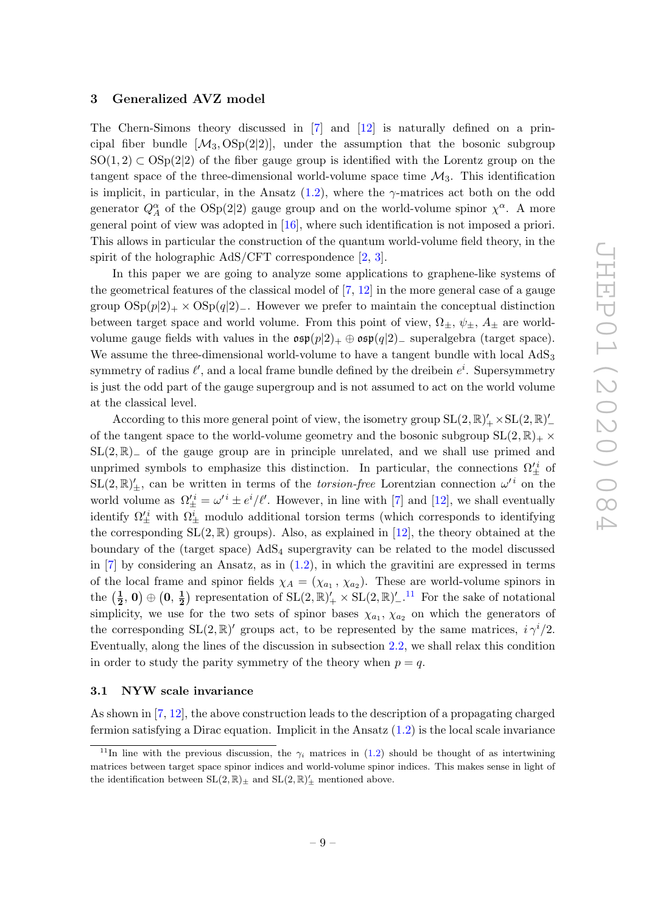## 3 Generalized AVZ model

The Chern-Simons theory discussed in [7] and [12] is naturally defined on a principal fiber bundle $[\mathcal{M}_3, \mathrm{OSp}(2|2)]$, under the assumption that the bosonic subgroup $\mathrm{SO}(1,2) \subset \mathrm{OSp}(2|2)$ of the fiber gauge group is identified with the Lorentz group on the tangent space of the three-dimensional world-volume space time $\mathcal{M}_3$. This identification is implicit, in particular, in the Ansatz (1.2), where the $\gamma$-matrices act both on the odd generator $Q^\alpha_A$ of the $\mathrm{OSp}(2|2)$ gauge group and on the world-volume spinor $\chi^\alpha$. A more general point of view was adopted in [16], where such identification is not imposed a priori. This allows in particular the construction of the quantum world-volume field theory, in the spirit of the holographic AdS/CFT correspondence [2, 3].

In this paper we are going to analyze some applications to graphene-like systems of the geometrical features of the classical model of [7, 12] in the more general case of a gauge group $\mathrm{OSp}(p|2)_+ \times \mathrm{OSp}(q|2)_-$. However we prefer to maintain the conceptual distinction between target space and world volume. From this point of view, $\Omega_\pm$, $\psi_\pm$, $A_\pm$ are world-volume gauge fields with values in the $\mathfrak{osp}(p|2)_+ \oplus \mathfrak{osp}(q|2)_-$ superalgebra (target space). We assume the three-dimensional world-volume to have a tangent bundle with local $\mathrm{AdS}_3$ symmetry of radius $\ell'$, and a local frame bundle defined by the dreibein $e^i$. Supersymmetry is just the odd part of the gauge supergroup and is not assumed to act on the world volume at the classical level.

According to this more general point of view, the isometry group $\mathrm{SL}(2,\mathbb{R})'_+ \times \mathrm{SL}(2,\mathbb{R})'_-$ of the tangent space to the world-volume geometry and the bosonic subgroup $\mathrm{SL}(2,\mathbb{R})_+ \times \mathrm{SL}(2,\mathbb{R})_-$ of the gauge group are in principle unrelated, and we shall use primed and unprimed symbols to emphasize this distinction. In particular, the connections $\Omega'^{\,i}_\pm$ of $\mathrm{SL}(2,\mathbb{R})'_\pm$, can be written in terms of the *torsion-free* Lorentzian connection $\omega'^{\,i}$ on the world volume as $\Omega'^{\,i}_\pm = \omega'^{\,i} \pm e^i/\ell'$. However, in line with [7] and [12], we shall eventually identify $\Omega'^{\,i}_\pm$ with $\Omega^i_\pm$ modulo additional torsion terms (which corresponds to identifying the corresponding $\mathrm{SL}(2,\mathbb{R})$ groups). Also, as explained in [12], the theory obtained at the boundary of the (target space) $\mathrm{AdS}_4$ supergravity can be related to the model discussed in [7] by considering an Ansatz, as in (1.2), in which the gravitini are expressed in terms of the local frame and spinor fields $\chi_A = (\chi_{a_1}, \chi_{a_2})$. These are world-volume spinors in the $\left(\tfrac{\mathbf{1}}{\mathbf{2}}, \mathbf{0}\right) \oplus \left(\mathbf{0}, \tfrac{\mathbf{1}}{\mathbf{2}}\right)$ representation of $\mathrm{SL}(2,\mathbb{R})'_+ \times \mathrm{SL}(2,\mathbb{R})'_-$.[11] For the sake of notational simplicity, we use for the two sets of spinor bases $\chi_{a_1}, \chi_{a_2}$ on which the generators of the corresponding $\mathrm{SL}(2,\mathbb{R})'$ groups act, to be represented by the same matrices, $i\,\gamma^i/2$. Eventually, along the lines of the discussion in subsection 2.2, we shall relax this condition in order to study the parity symmetry of the theory when $p = q$.

### 3.1 NYW scale invariance

As shown in [7, 12], the above construction leads to the description of a propagating charged fermion satisfying a Dirac equation. Implicit in the Ansatz (1.2) is the local scale invariance

[11] In line with the previous discussion, the $\gamma_i$ matrices in (1.2) should be thought of as intertwining matrices between target space spinor indices and world-volume spinor indices. This makes sense in light of the identification between $\mathrm{SL}(2,\mathbb{R})_\pm$ and $\mathrm{SL}(2,\mathbb{R})'_\pm$ mentioned above.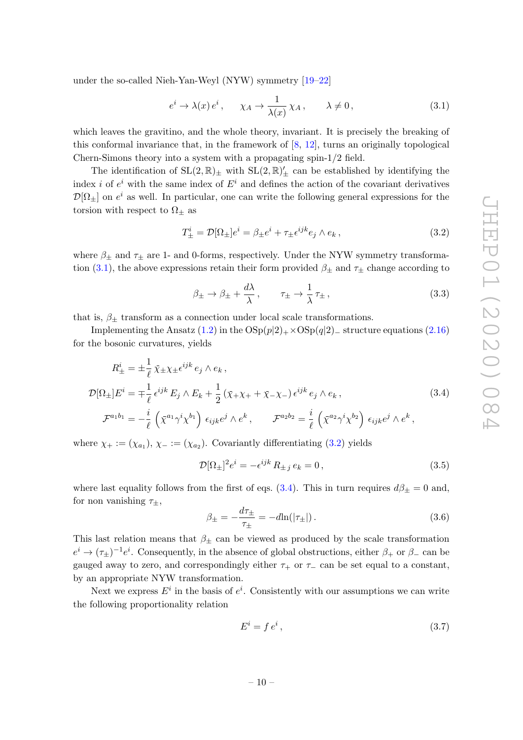under the so-called Nieh-Yan-Weyl (NYW) symmetry [19–22]

$$e^i \to \lambda(x)\, e^i\,, \qquad \chi_A \to \frac{1}{\lambda(x)}\,\chi_A\,, \qquad \lambda \neq 0\,, \tag{3.1}$$

which leaves the gravitino, and the whole theory, invariant. It is precisely the breaking of this conformal invariance that, in the framework of [8, 12], turns an originally topological Chern-Simons theory into a system with a propagating spin-1/2 field.

The identification of $\mathrm{SL}(2,\mathbb{R})_\pm$ with $\mathrm{SL}(2,\mathbb{R})'_\pm$ can be established by identifying the index $i$ of $e^i$ with the same index of $E^i$ and defines the action of the covariant derivatives $\mathcal{D}[\Omega_\pm]$ on $e^i$ as well. In particular, one can write the following general expressions for the torsion with respect to $\Omega_\pm$ as

$$T^i_\pm = \mathcal{D}[\Omega_\pm]e^i = \beta_\pm e^i + \tau_\pm \epsilon^{ijk} e_j \wedge e_k\,, \tag{3.2}$$

where $\beta_\pm$ and $\tau_\pm$ are 1- and 0-forms, respectively. Under the NYW symmetry transformation (3.1), the above expressions retain their form provided $\beta_\pm$ and $\tau_\pm$ change according to

$$\beta_\pm \to \beta_\pm + \frac{d\lambda}{\lambda}\,, \qquad \tau_\pm \to \frac{1}{\lambda}\,\tau_\pm\,, \tag{3.3}$$

that is, $\beta_\pm$ transform as a connection under local scale transformations.

Implementing the Ansatz (1.2) in the $\mathrm{OSp}(p|2)_+\times\mathrm{OSp}(q|2)_-$ structure equations (2.16) for the bosonic curvatures, yields

$$\begin{aligned}
R^i_\pm &= \pm\frac{1}{\ell}\,\bar\chi_\pm\chi_\pm\epsilon^{ijk}\, e_j \wedge e_k\,,\\
\mathcal{D}[\Omega_\pm]E^i &= \mp\frac{1}{\ell}\,\epsilon^{ijk}\, E_j \wedge E_k + \frac{1}{2}\,(\bar\chi_+\chi_+ + \bar\chi_-\chi_-)\,\epsilon^{ijk}\, e_j \wedge e_k\,,\\
\mathcal{F}^{a_1b_1} &= -\frac{i}{\ell}\,\left(\bar\chi^{a_1}\gamma^i\chi^{b_1}\right)\,\epsilon_{ijk}e^j\wedge e^k\,, \qquad \mathcal{F}^{a_2b_2} = \frac{i}{\ell}\,\left(\bar\chi^{a_2}\gamma^i\chi^{b_2}\right)\,\epsilon_{ijk}e^j\wedge e^k\,,
\end{aligned}\tag{3.4}$$

where $\chi_+ := (\chi_{a_1})$, $\chi_- := (\chi_{a_2})$. Covariantly differentiating (3.2) yields

$$\mathcal{D}[\Omega_\pm]^2 e^i = -\epsilon^{ijk}\, R_{\pm\,j}\, e_k = 0\,, \tag{3.5}$$

where last equality follows from the first of eqs. (3.4). This in turn requires $d\beta_\pm = 0$ and, for non vanishing $\tau_\pm$,

$$\beta_\pm = -\frac{d\tau_\pm}{\tau_\pm} = -d\ln(|\tau_\pm|)\,. \tag{3.6}$$

This last relation means that $\beta_\pm$ can be viewed as produced by the scale transformation $e^i \to (\tau_\pm)^{-1}e^i$. Consequently, in the absence of global obstructions, either $\beta_+$ or $\beta_-$ can be gauged away to zero, and correspondingly either $\tau_+$ or $\tau_-$ can be set equal to a constant, by an appropriate NYW transformation.

Next we express $E^i$ in the basis of $e^i$. Consistently with our assumptions we can write the following proportionality relation

$$E^i = f\, e^i\,, \tag{3.7}$$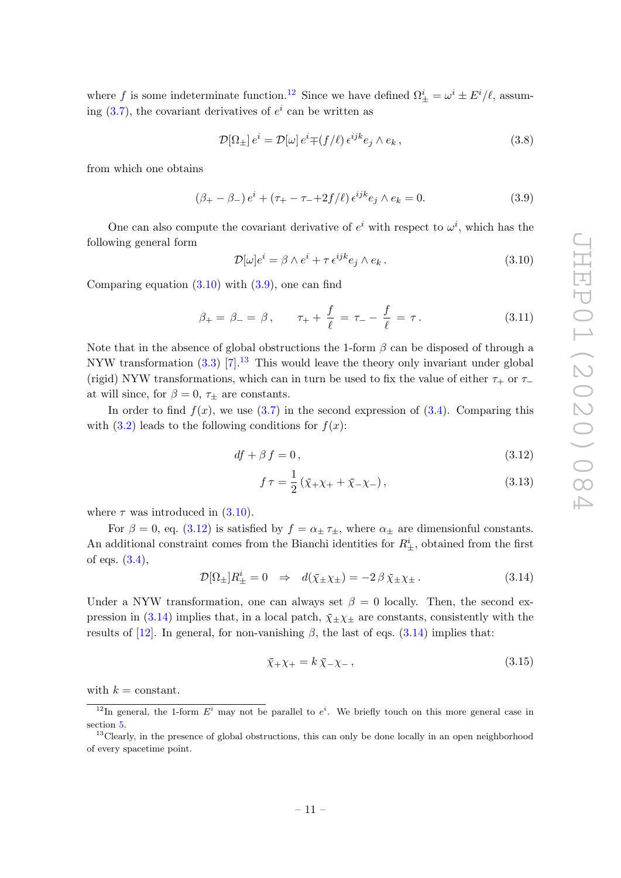where $f$ is some indeterminate function.[12] Since we have defined $\Omega^i_\pm = \omega^i \pm E^i/\ell$, assuming (3.7), the covariant derivatives of $e^i$ can be written as

$$\mathcal{D}[\Omega_\pm]\, e^i = \mathcal{D}[\omega]\, e^i \mp (f/\ell)\, \epsilon^{ijk} e_j \wedge e_k\,, \tag{3.8}$$

from which one obtains

$$(\beta_+ - \beta_-)\, e^i + (\tau_+ - \tau_- + 2f/\ell)\, \epsilon^{ijk} e_j \wedge e_k = 0. \tag{3.9}$$

One can also compute the covariant derivative of $e^i$ with respect to $\omega^i$, which has the following general form

$$\mathcal{D}[\omega] e^i = \beta \wedge e^i + \tau\, \epsilon^{ijk} e_j \wedge e_k\,. \tag{3.10}$$

Comparing equation (3.10) with (3.9), one can find

$$\beta_+ = \beta_- = \beta\,, \qquad \tau_+ + \frac{f}{\ell} = \tau_- - \frac{f}{\ell} = \tau\,. \tag{3.11}$$

Note that in the absence of global obstructions the 1-form $\beta$ can be disposed of through a NYW transformation (3.3) [7].[13] This would leave the theory only invariant under global (rigid) NYW transformations, which can in turn be used to fix the value of either $\tau_+$ or $\tau_-$ at will since, for $\beta = 0$, $\tau_\pm$ are constants.

In order to find $f(x)$, we use (3.7) in the second expression of (3.4). Comparing this with (3.2) leads to the following conditions for $f(x)$:

$$df + \beta\, f = 0\,, \tag{3.12}$$

$$f\, \tau = \frac{1}{2}\left(\bar{\chi}_+ \chi_+ + \bar{\chi}_- \chi_-\right), \tag{3.13}$$

where $\tau$ was introduced in (3.10).

For $\beta = 0$, eq. (3.12) is satisfied by $f = \alpha_\pm\, \tau_\pm$, where $\alpha_\pm$ are dimensionful constants. An additional constraint comes from the Bianchi identities for $R^i_\pm$, obtained from the first of eqs. (3.4),

$$\mathcal{D}[\Omega_\pm] R^i_\pm = 0 \;\;\Rightarrow\;\; d(\bar{\chi}_\pm \chi_\pm) = -2\, \beta\, \bar{\chi}_\pm \chi_\pm\,. \tag{3.14}$$

Under a NYW transformation, one can always set $\beta = 0$ locally. Then, the second expression in (3.14) implies that, in a local patch, $\bar{\chi}_\pm \chi_\pm$ are constants, consistently with the results of [12]. In general, for non-vanishing $\beta$, the last of eqs. (3.14) implies that:

$$\bar{\chi}_+ \chi_+ = k\, \bar{\chi}_- \chi_-\,, \tag{3.15}$$

with $k = $ constant.

---

[12] In general, the 1-form $E^i$ may not be parallel to $e^i$. We briefly touch on this more general case in section 5.

[13] Clearly, in the presence of global obstructions, this can only be done locally in an open neighborhood of every spacetime point.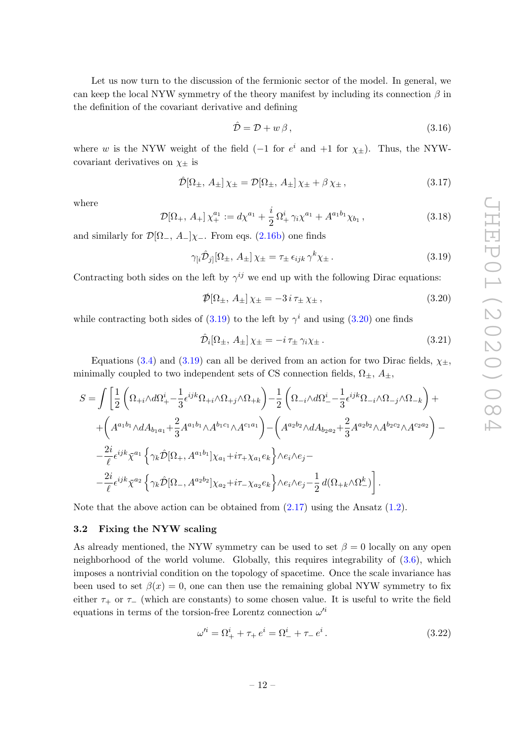Let us now turn to the discussion of the fermionic sector of the model. In general, we can keep the local NYW symmetry of the theory manifest by including its connection $\beta$ in the definition of the covariant derivative and defining

$$
\hat{\mathcal{D}} = \mathcal{D} + w\,\beta\,, \tag{3.16}
$$

where $w$ is the NYW weight of the field ($-1$ for $e^i$ and $+1$ for $\chi_\pm$). Thus, the NYW-covariant derivatives on $\chi_\pm$ is

$$
\hat{\mathcal{D}}[\Omega_\pm,\, A_\pm]\,\chi_\pm = \mathcal{D}[\Omega_\pm,\, A_\pm]\,\chi_\pm + \beta\,\chi_\pm\,, \tag{3.17}
$$

where

$$
\mathcal{D}[\Omega_+,\, A_+]\,\chi_+^{a_1} := d\chi^{a_1} + \frac{i}{2}\,\Omega_+^i\,\gamma_i\chi^{a_1} + A^{a_1b_1}\chi_{b_1}\,, \tag{3.18}
$$

and similarly for $\mathcal{D}[\Omega_-,\, A_-]\chi_-$. From eqs. (2.16b) one finds

$$
\gamma_{[i}\hat{\mathcal{D}}_{j]}[\Omega_\pm,\, A_\pm]\,\chi_\pm = \tau_\pm\,\epsilon_{ijk}\,\gamma^k\chi_\pm\,. \tag{3.19}
$$

Contracting both sides on the left by $\gamma^{ij}$ we end up with the following Dirac equations:

$$
\hat{\not{\mathcal{D}}}[\Omega_\pm,\, A_\pm]\,\chi_\pm = -3\,i\,\tau_\pm\,\chi_\pm\,, \tag{3.20}
$$

while contracting both sides of (3.19) to the left by $\gamma^i$ and using (3.20) one finds

$$
\hat{\mathcal{D}}_i[\Omega_\pm,\, A_\pm]\,\chi_\pm = -i\,\tau_\pm\,\gamma_i\chi_\pm\,. \tag{3.21}
$$

Equations (3.4) and (3.19) can all be derived from an action for two Dirac fields, $\chi_\pm$, minimally coupled to two independent sets of CS connection fields, $\Omega_\pm$, $A_\pm$,

$$
\begin{aligned}
S = \int \Bigg[ &\frac{1}{2}\left(\Omega_{+i}\wedge d\Omega_+^i - \frac{1}{3}\epsilon^{ijk}\Omega_{+i}\wedge\Omega_{+j}\wedge\Omega_{+k}\right) - \frac{1}{2}\left(\Omega_{-i}\wedge d\Omega_-^i - \frac{1}{3}\epsilon^{ijk}\Omega_{-i}\wedge\Omega_{-j}\wedge\Omega_{-k}\right) + \\
+ &\left(A^{a_1b_1}\wedge dA_{b_1a_1} + \frac{2}{3}A^{a_1b_1}\wedge A^{b_1c_1}\wedge A^{c_1a_1}\right) - \left(A^{a_2b_2}\wedge dA_{b_2a_2} + \frac{2}{3}A^{a_2b_2}\wedge A^{b_2c_2}\wedge A^{c_2a_2}\right) - \\
- &\frac{2i}{\ell}\epsilon^{ijk}\bar{\chi}^{a_1}\left\{\gamma_k\hat{\mathcal{D}}[\Omega_+,\, A^{a_1b_1}]\chi_{a_1} + i\tau_+\chi_{a_1}e_k\right\}\wedge e_i\wedge e_j - \\
- &\frac{2i}{\ell}\epsilon^{ijk}\bar{\chi}^{a_2}\left\{\gamma_k\hat{\mathcal{D}}[\Omega_-,\, A^{a_2b_2}]\chi_{a_2} + i\tau_-\chi_{a_2}e_k\right\}\wedge e_i\wedge e_j - \frac{1}{2}\,d(\Omega_{+k}\wedge\Omega_-^k)\Bigg]\,.
\end{aligned}
$$

Note that the above action can be obtained from (2.17) using the Ansatz (1.2).

### 3.2 Fixing the NYW scaling

As already mentioned, the NYW symmetry can be used to set $\beta = 0$ locally on any open neighborhood of the world volume. Globally, this requires integrability of (3.6), which imposes a nontrivial condition on the topology of spacetime. Once the scale invariance has been used to set $\beta(x) = 0$, one can then use the remaining global NYW symmetry to fix either $\tau_+$ or $\tau_-$ (which are constants) to some chosen value. It is useful to write the field equations in terms of the torsion-free Lorentz connection $\omega'^i$

$$
\omega'^i = \Omega_+^i + \tau_+\,e^i = \Omega_-^i + \tau_-\,e^i\,. \tag{3.22}
$$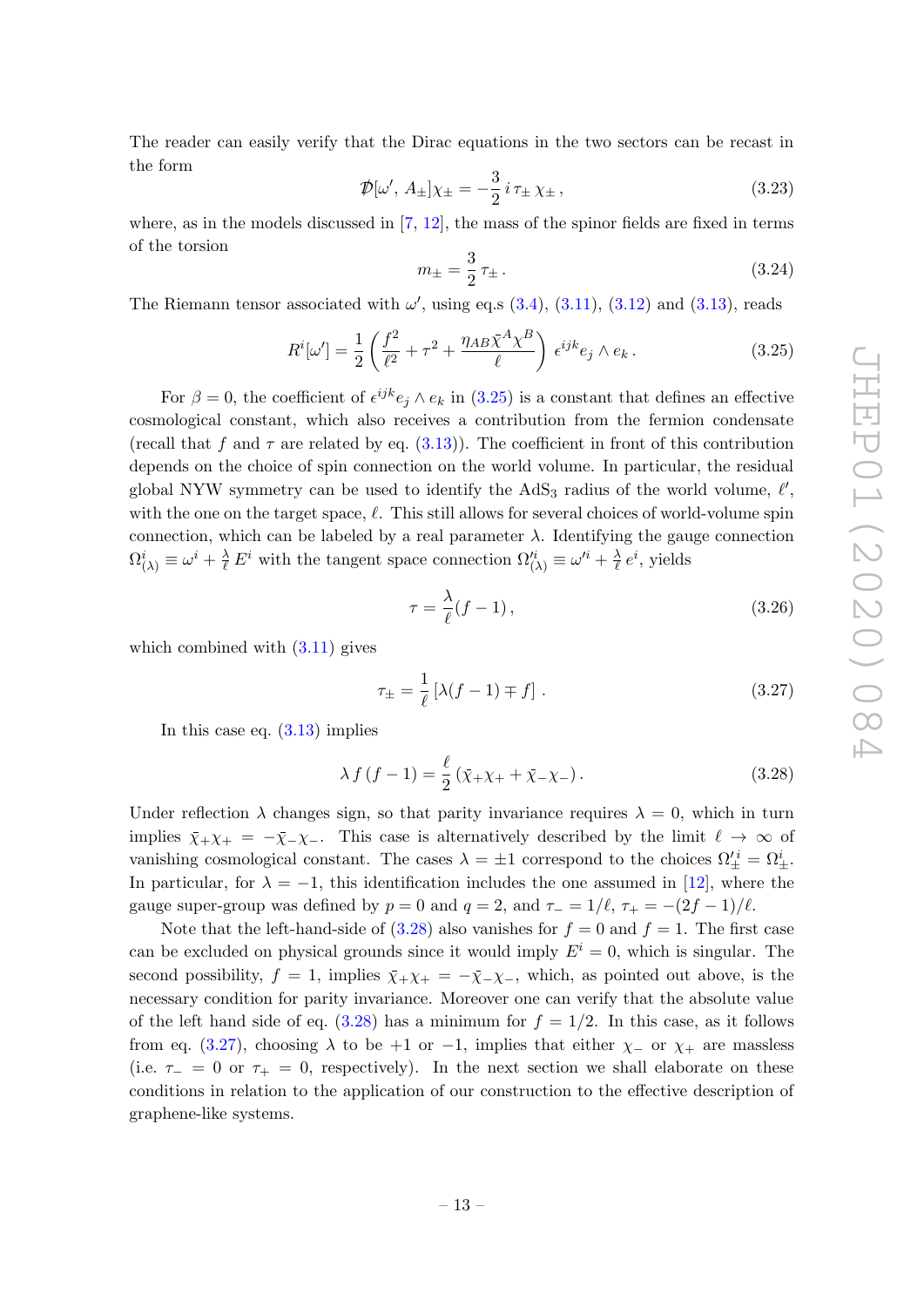The reader can easily verify that the Dirac equations in the two sectors can be recast in the form

$$\not{D}[\omega',\, A_\pm]\chi_\pm = -\frac{3}{2}\, i\, \tau_\pm\, \chi_\pm\,, \tag{3.23}$$

where, as in the models discussed in [7, 12], the mass of the spinor fields are fixed in terms of the torsion

$$m_\pm = \frac{3}{2}\,\tau_\pm\,. \tag{3.24}$$

The Riemann tensor associated with $\omega'$, using eq.s (3.4), (3.11), (3.12) and (3.13), reads

$$R^i[\omega'] = \frac{1}{2}\left(\frac{f^2}{\ell^2} + \tau^2 + \frac{\eta_{AB}\bar{\chi}^A\chi^B}{\ell}\right)\,\epsilon^{ijk} e_j \wedge e_k\,. \tag{3.25}$$

For $\beta = 0$, the coefficient of $\epsilon^{ijk} e_j \wedge e_k$ in (3.25) is a constant that defines an effective cosmological constant, which also receives a contribution from the fermion condensate (recall that $f$ and $\tau$ are related by eq. (3.13)). The coefficient in front of this contribution depends on the choice of spin connection on the world volume. In particular, the residual global NYW symmetry can be used to identify the AdS$_3$ radius of the world volume, $\ell'$, with the one on the target space, $\ell$. This still allows for several choices of world-volume spin connection, which can be labeled by a real parameter $\lambda$. Identifying the gauge connection $\Omega^i_{(\lambda)} \equiv \omega^i + \frac{\lambda}{\ell}\, E^i$ with the tangent space connection $\Omega'^i_{(\lambda)} \equiv \omega'^i + \frac{\lambda}{\ell}\, e^i$, yields

$$\tau = \frac{\lambda}{\ell}(f-1)\,, \tag{3.26}$$

which combined with (3.11) gives

$$\tau_\pm = \frac{1}{\ell}\left[\lambda(f-1) \mp f\right]\,. \tag{3.27}$$

In this case eq. (3.13) implies

$$\lambda\, f\,(f-1) = \frac{\ell}{2}\,(\bar{\chi}_+\chi_+ + \bar{\chi}_-\chi_-)\,. \tag{3.28}$$

Under reflection $\lambda$ changes sign, so that parity invariance requires $\lambda = 0$, which in turn implies $\bar{\chi}_+\chi_+ = -\bar{\chi}_-\chi_-$. This case is alternatively described by the limit $\ell \to \infty$ of vanishing cosmological constant. The cases $\lambda = \pm 1$ correspond to the choices $\Omega'^i_\pm = \Omega^i_\pm$. In particular, for $\lambda = -1$, this identification includes the one assumed in [12], where the gauge super-group was defined by $p = 0$ and $q = 2$, and $\tau_- = 1/\ell$, $\tau_+ = -(2f-1)/\ell$.

Note that the left-hand-side of (3.28) also vanishes for $f = 0$ and $f = 1$. The first case can be excluded on physical grounds since it would imply $E^i = 0$, which is singular. The second possibility, $f = 1$, implies $\bar{\chi}_+\chi_+ = -\bar{\chi}_-\chi_-$, which, as pointed out above, is the necessary condition for parity invariance. Moreover one can verify that the absolute value of the left hand side of eq. (3.28) has a minimum for $f = 1/2$. In this case, as it follows from eq. (3.27), choosing $\lambda$ to be $+1$ or $-1$, implies that either $\chi_-$ or $\chi_+$ are massless (i.e. $\tau_- = 0$ or $\tau_+ = 0$, respectively). In the next section we shall elaborate on these conditions in relation to the application of our construction to the effective description of graphene-like systems.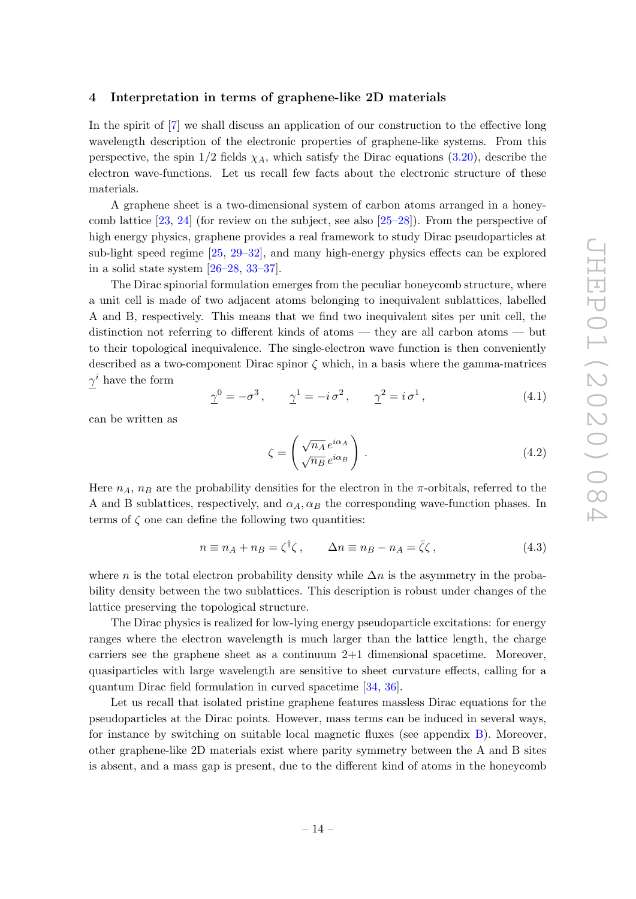## 4 Interpretation in terms of graphene-like 2D materials

In the spirit of [7] we shall discuss an application of our construction to the effective long wavelength description of the electronic properties of graphene-like systems. From this perspective, the spin 1/2 fields $\chi_A$, which satisfy the Dirac equations (3.20), describe the electron wave-functions. Let us recall few facts about the electronic structure of these materials.

A graphene sheet is a two-dimensional system of carbon atoms arranged in a honeycomb lattice [23, 24] (for review on the subject, see also [25–28]). From the perspective of high energy physics, graphene provides a real framework to study Dirac pseudoparticles at sub-light speed regime [25, 29–32], and many high-energy physics effects can be explored in a solid state system [26–28, 33–37].

The Dirac spinorial formulation emerges from the peculiar honeycomb structure, where a unit cell is made of two adjacent atoms belonging to inequivalent sublattices, labelled A and B, respectively. This means that we find two inequivalent sites per unit cell, the distinction not referring to different kinds of atoms — they are all carbon atoms — but to their topological inequivalence. The single-electron wave function is then conveniently described as a two-component Dirac spinor $\zeta$ which, in a basis where the gamma-matrices $\underline{\gamma}^i$ have the form

$$\underline{\gamma}^0 = -\sigma^3\,, \qquad \underline{\gamma}^1 = -i\,\sigma^2\,, \qquad \underline{\gamma}^2 = i\,\sigma^1\,, \tag{4.1}$$

can be written as

$$\zeta = \begin{pmatrix} \sqrt{n_A}\, e^{i\alpha_A} \\ \sqrt{n_B}\, e^{i\alpha_B} \end{pmatrix}\,. \tag{4.2}$$

Here $n_A$, $n_B$ are the probability densities for the electron in the $\pi$-orbitals, referred to the A and B sublattices, respectively, and $\alpha_A, \alpha_B$ the corresponding wave-function phases. In terms of $\zeta$ one can define the following two quantities:

$$n \equiv n_A + n_B = \zeta^\dagger \zeta\,, \qquad \Delta n \equiv n_B - n_A = \bar{\zeta}\zeta\,, \tag{4.3}$$

where $n$ is the total electron probability density while $\Delta n$ is the asymmetry in the probability density between the two sublattices. This description is robust under changes of the lattice preserving the topological structure.

The Dirac physics is realized for low-lying energy pseudoparticle excitations: for energy ranges where the electron wavelength is much larger than the lattice length, the charge carriers see the graphene sheet as a continuum 2+1 dimensional spacetime. Moreover, quasiparticles with large wavelength are sensitive to sheet curvature effects, calling for a quantum Dirac field formulation in curved spacetime [34, 36].

Let us recall that isolated pristine graphene features massless Dirac equations for the pseudoparticles at the Dirac points. However, mass terms can be induced in several ways, for instance by switching on suitable local magnetic fluxes (see appendix B). Moreover, other graphene-like 2D materials exist where parity symmetry between the A and B sites is absent, and a mass gap is present, due to the different kind of atoms in the honeycomb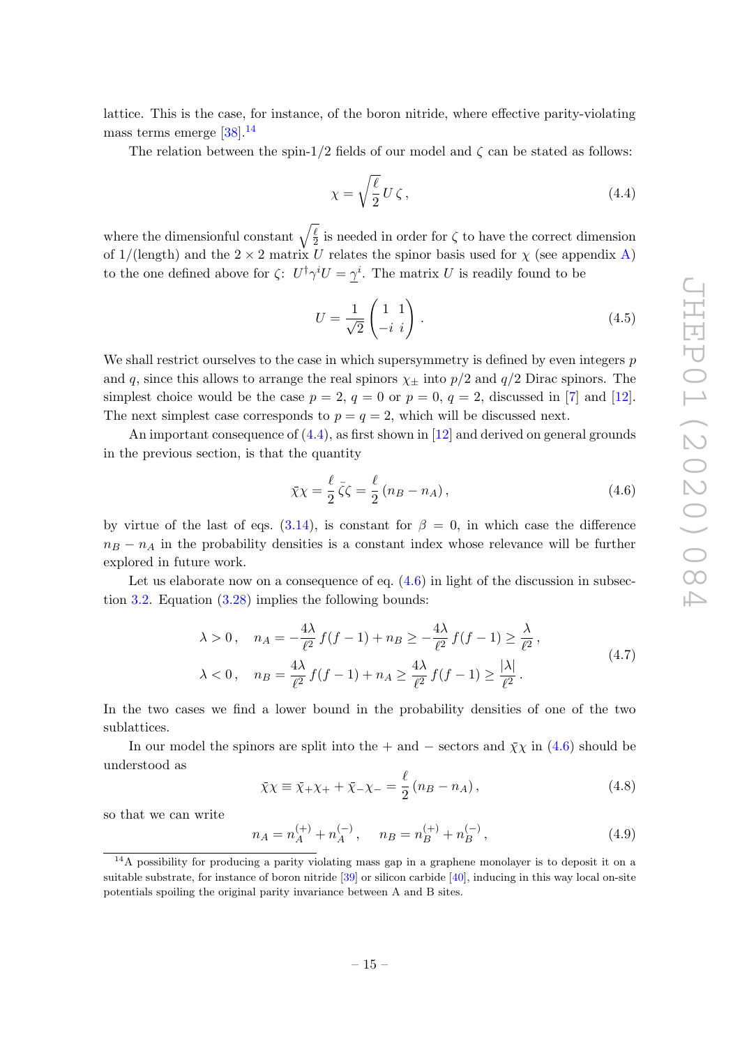lattice. This is the case, for instance, of the boron nitride, where effective parity-violating mass terms emerge [38].[14]

The relation between the spin-1/2 fields of our model and $\zeta$ can be stated as follows:

$$\chi = \sqrt{\frac{\ell}{2}}\, U\, \zeta\,, \tag{4.4}$$

where the dimensionful constant $\sqrt{\frac{\ell}{2}}$ is needed in order for $\zeta$ to have the correct dimension of 1/(length) and the $2 \times 2$ matrix $U$ relates the spinor basis used for $\chi$ (see appendix A) to the one defined above for $\zeta$: $U^\dagger \gamma^i U = \underline{\gamma}^i$. The matrix $U$ is readily found to be

$$U = \frac{1}{\sqrt{2}} \begin{pmatrix} 1 & 1 \\ -i & i \end{pmatrix}. \tag{4.5}$$

We shall restrict ourselves to the case in which supersymmetry is defined by even integers $p$ and $q$, since this allows to arrange the real spinors $\chi_\pm$ into $p/2$ and $q/2$ Dirac spinors. The simplest choice would be the case $p = 2$, $q = 0$ or $p = 0$, $q = 2$, discussed in [7] and [12]. The next simplest case corresponds to $p = q = 2$, which will be discussed next.

An important consequence of (4.4), as first shown in [12] and derived on general grounds in the previous section, is that the quantity

$$\bar{\chi}\chi = \frac{\ell}{2}\, \bar{\zeta}\zeta = \frac{\ell}{2}\,(n_B - n_A)\,, \tag{4.6}$$

by virtue of the last of eqs. (3.14), is constant for $\beta = 0$, in which case the difference $n_B - n_A$ in the probability densities is a constant index whose relevance will be further explored in future work.

Let us elaborate now on a consequence of eq. (4.6) in light of the discussion in subsection 3.2. Equation (3.28) implies the following bounds:

$$\begin{aligned} \lambda > 0\,, \quad & n_A = -\frac{4\lambda}{\ell^2}\, f(f-1) + n_B \geq -\frac{4\lambda}{\ell^2}\, f(f-1) \geq \frac{\lambda}{\ell^2}\,, \\ \lambda < 0\,, \quad & n_B = \frac{4\lambda}{\ell^2}\, f(f-1) + n_A \geq \frac{4\lambda}{\ell^2}\, f(f-1) \geq \frac{|\lambda|}{\ell^2}\,. \end{aligned} \tag{4.7}$$

In the two cases we find a lower bound in the probability densities of one of the two sublattices.

In our model the spinors are split into the $+$ and $-$ sectors and $\bar{\chi}\chi$ in (4.6) should be understood as

$$\bar{\chi}\chi \equiv \bar{\chi}_+\chi_+ + \bar{\chi}_-\chi_- = \frac{\ell}{2}\,(n_B - n_A)\,, \tag{4.8}$$

so that we can write

$$n_A = n_A^{(+)} + n_A^{(-)}\,, \qquad n_B = n_B^{(+)} + n_B^{(-)}\,, \tag{4.9}$$

[14] A possibility for producing a parity violating mass gap in a graphene monolayer is to deposit it on a suitable substrate, for instance of boron nitride [39] or silicon carbide [40], inducing in this way local on-site potentials spoiling the original parity invariance between A and B sites.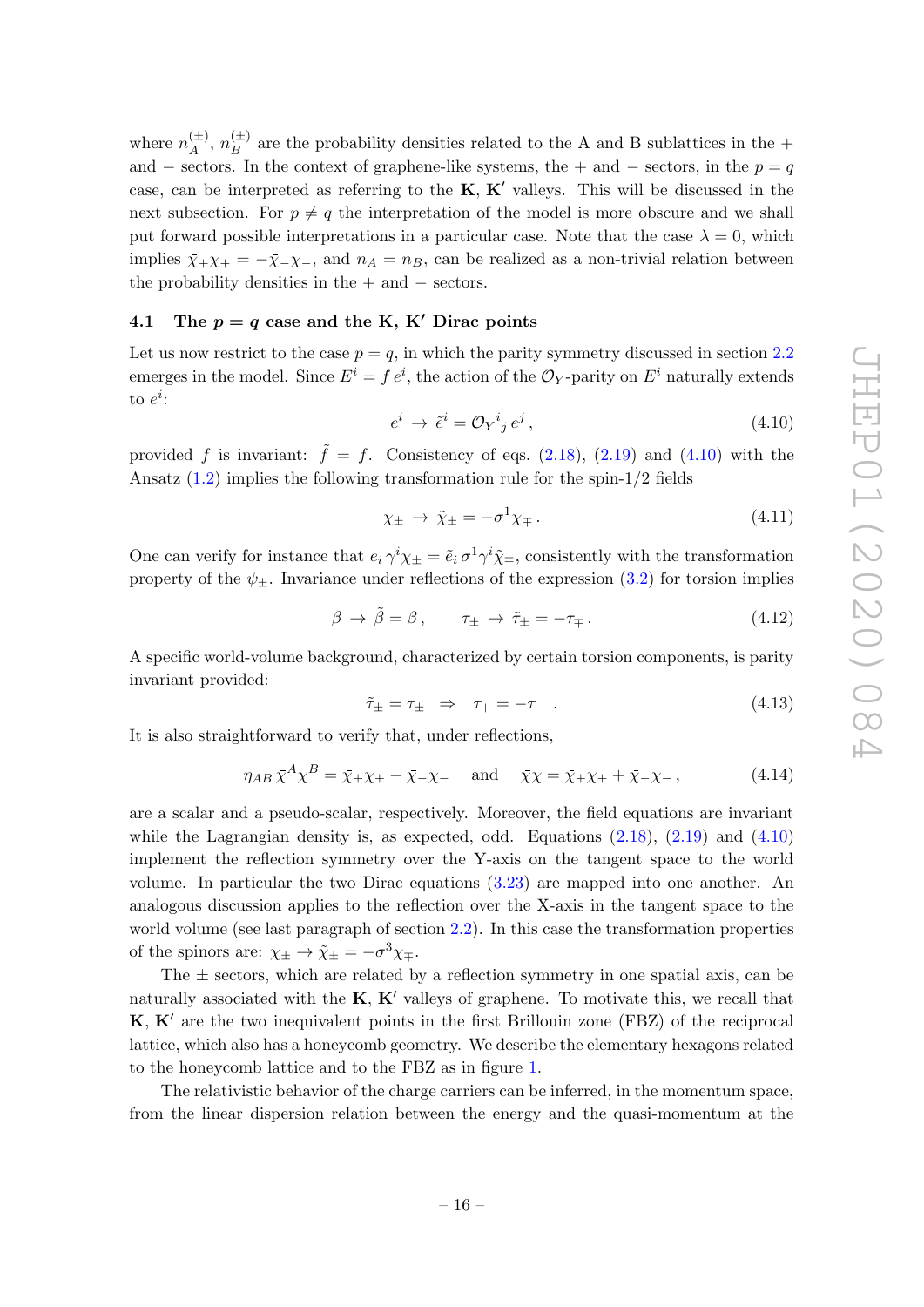where $n_A^{(\pm)}$, $n_B^{(\pm)}$ are the probability densities related to the A and B sublattices in the + and − sectors. In the context of graphene-like systems, the + and − sectors, in the $p = q$ case, can be interpreted as referring to the $\mathbf{K}$, $\mathbf{K}'$ valleys. This will be discussed in the next subsection. For $p \neq q$ the interpretation of the model is more obscure and we shall put forward possible interpretations in a particular case. Note that the case $\lambda = 0$, which implies $\bar{\chi}_+ \chi_+ = -\bar{\chi}_- \chi_-$, and $n_A = n_B$, can be realized as a non-trivial relation between the probability densities in the + and − sectors.

### 4.1 The $p = q$ case and the $\mathbf{K}$, $\mathbf{K}'$ Dirac points

Let us now restrict to the case $p = q$, in which the parity symmetry discussed in section 2.2 emerges in the model. Since $E^i = f\, e^i$, the action of the $\mathcal{O}_Y$-parity on $E^i$ naturally extends to $e^i$:

$$e^i \rightarrow \tilde{e}^i = \mathcal{O}_Y{}^i{}_j\, e^j\,, \tag{4.10}$$

provided $f$ is invariant: $\tilde{f} = f$. Consistency of eqs. (2.18), (2.19) and (4.10) with the Ansatz (1.2) implies the following transformation rule for the spin-1/2 fields

$$\chi_\pm \rightarrow \tilde{\chi}_\pm = -\sigma^1 \chi_\mp\,. \tag{4.11}$$

One can verify for instance that $e_i\, \gamma^i \chi_\pm = \tilde{e}_i\, \sigma^1 \gamma^i \tilde{\chi}_\mp$, consistently with the transformation property of the $\psi_\pm$. Invariance under reflections of the expression (3.2) for torsion implies

$$\beta \rightarrow \tilde{\beta} = \beta\,, \qquad \tau_\pm \rightarrow \tilde{\tau}_\pm = -\tau_\mp\,. \tag{4.12}$$

A specific world-volume background, characterized by certain torsion components, is parity invariant provided:

$$\tilde{\tau}_\pm = \tau_\pm \quad \Rightarrow \quad \tau_+ = -\tau_-\ . \tag{4.13}$$

It is also straightforward to verify that, under reflections,

$$\eta_{AB}\, \bar{\chi}^A \chi^B = \bar{\chi}_+ \chi_+ - \bar{\chi}_- \chi_- \quad \text{and} \quad \bar{\chi}\chi = \bar{\chi}_+ \chi_+ + \bar{\chi}_- \chi_-\,, \tag{4.14}$$

are a scalar and a pseudo-scalar, respectively. Moreover, the field equations are invariant while the Lagrangian density is, as expected, odd. Equations (2.18), (2.19) and (4.10) implement the reflection symmetry over the Y-axis on the tangent space to the world volume. In particular the two Dirac equations (3.23) are mapped into one another. An analogous discussion applies to the reflection over the X-axis in the tangent space to the world volume (see last paragraph of section 2.2). In this case the transformation properties of the spinors are: $\chi_\pm \rightarrow \tilde{\chi}_\pm = -\sigma^3 \chi_\mp$.

The ± sectors, which are related by a reflection symmetry in one spatial axis, can be naturally associated with the $\mathbf{K}$, $\mathbf{K}'$ valleys of graphene. To motivate this, we recall that $\mathbf{K}$, $\mathbf{K}'$ are the two inequivalent points in the first Brillouin zone (FBZ) of the reciprocal lattice, which also has a honeycomb geometry. We describe the elementary hexagons related to the honeycomb lattice and to the FBZ as in figure 1.

The relativistic behavior of the charge carriers can be inferred, in the momentum space, from the linear dispersion relation between the energy and the quasi-momentum at the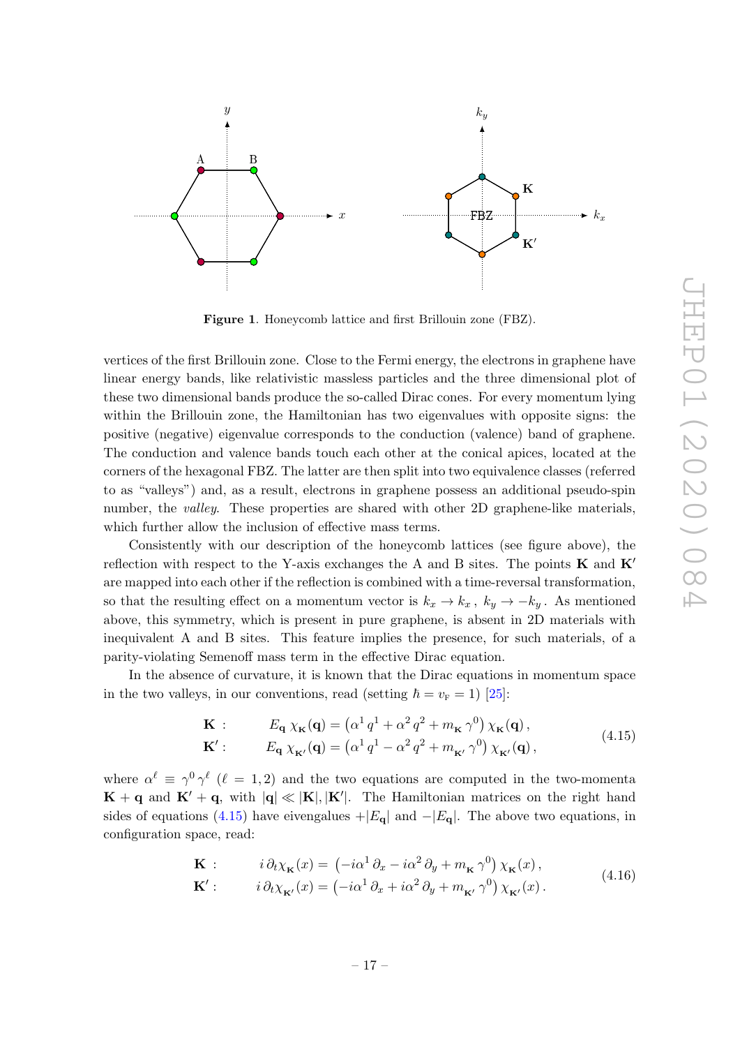**Figure 1**. Honeycomb lattice and first Brillouin zone (FBZ).

vertices of the first Brillouin zone. Close to the Fermi energy, the electrons in graphene have linear energy bands, like relativistic massless particles and the three dimensional plot of these two dimensional bands produce the so-called Dirac cones. For every momentum lying within the Brillouin zone, the Hamiltonian has two eigenvalues with opposite signs: the positive (negative) eigenvalue corresponds to the conduction (valence) band of graphene. The conduction and valence bands touch each other at the conical apices, located at the corners of the hexagonal FBZ. The latter are then split into two equivalence classes (referred to as "valleys") and, as a result, electrons in graphene possess an additional pseudo-spin number, the *valley*. These properties are shared with other 2D graphene-like materials, which further allow the inclusion of effective mass terms.

Consistently with our description of the honeycomb lattices (see figure above), the reflection with respect to the Y-axis exchanges the A and B sites. The points $\mathbf{K}$ and $\mathbf{K}'$ are mapped into each other if the reflection is combined with a time-reversal transformation, so that the resulting effect on a momentum vector is $k_x \to k_x$, $k_y \to -k_y$. As mentioned above, this symmetry, which is present in pure graphene, is absent in 2D materials with inequivalent A and B sites. This feature implies the presence, for such materials, of a parity-violating Semenoff mass term in the effective Dirac equation.

In the absence of curvature, it is known that the Dirac equations in momentum space in the two valleys, in our conventions, read (setting $\hbar = v_{\rm F} = 1$) [25]:

$$
\begin{aligned}
\mathbf{K}: &\qquad E_{\mathbf{q}}\, \chi_{\mathbf{K}}(\mathbf{q}) = \left(\alpha^1 q^1 + \alpha^2 q^2 + m_{\mathbf{K}}\, \gamma^0\right) \chi_{\mathbf{K}}(\mathbf{q})\,, \\
\mathbf{K}': &\qquad E_{\mathbf{q}}\, \chi_{\mathbf{K}'}(\mathbf{q}) = \left(\alpha^1 q^1 - \alpha^2 q^2 + m_{\mathbf{K}'}\, \gamma^0\right) \chi_{\mathbf{K}'}(\mathbf{q})\,,
\end{aligned}
\tag{4.15}
$$

where $\alpha^\ell \equiv \gamma^0 \gamma^\ell$ ($\ell = 1, 2$) and the two equations are computed in the two-momenta $\mathbf{K} + \mathbf{q}$ and $\mathbf{K}' + \mathbf{q}$, with $|\mathbf{q}| \ll |\mathbf{K}|, |\mathbf{K}'|$. The Hamiltonian matrices on the right hand sides of equations (4.15) have eivengalues $+|E_{\mathbf{q}}|$ and $-|E_{\mathbf{q}}|$. The above two equations, in configuration space, read:

$$
\begin{aligned}
\mathbf{K}: &\qquad i\, \partial_t \chi_{\mathbf{K}}(x) = \left(-i\alpha^1\, \partial_x - i\alpha^2\, \partial_y + m_{\mathbf{K}}\, \gamma^0\right) \chi_{\mathbf{K}}(x)\,, \\
\mathbf{K}': &\qquad i\, \partial_t \chi_{\mathbf{K}'}(x) = \left(-i\alpha^1\, \partial_x + i\alpha^2\, \partial_y + m_{\mathbf{K}'}\, \gamma^0\right) \chi_{\mathbf{K}'}(x)\,.
\end{aligned}
\tag{4.16}
$$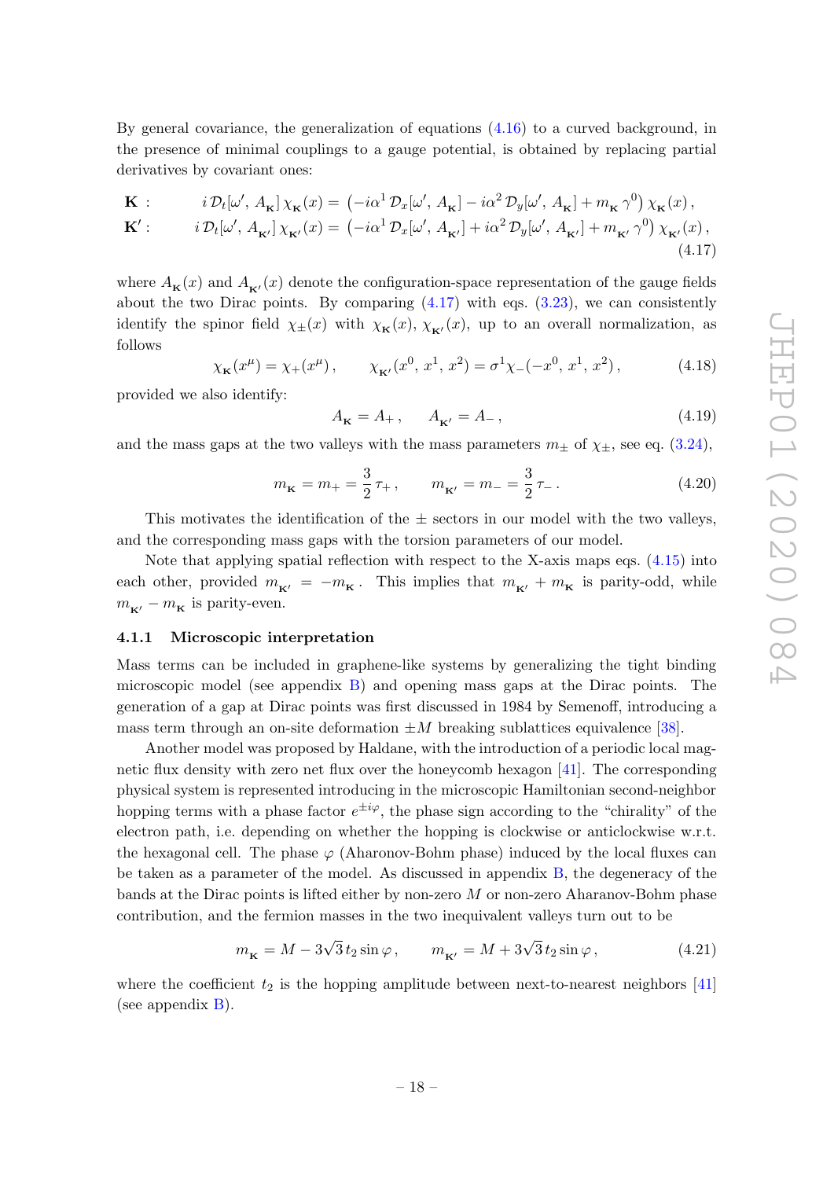By general covariance, the generalization of equations (4.16) to a curved background, in the presence of minimal couplings to a gauge potential, is obtained by replacing partial derivatives by covariant ones:

$$
\begin{aligned}
\mathbf{K}: &\qquad i\,\mathcal{D}_t[\omega',\,A_{\mathbf{K}}]\,\chi_{\mathbf{K}}(x) = \left(-i\alpha^1\,\mathcal{D}_x[\omega',\,A_{\mathbf{K}}] - i\alpha^2\,\mathcal{D}_y[\omega',\,A_{\mathbf{K}}] + m_{\mathbf{K}}\,\gamma^0\right)\chi_{\mathbf{K}}(x)\,,\\
\mathbf{K}': &\qquad i\,\mathcal{D}_t[\omega',\,A_{\mathbf{K}'}]\,\chi_{\mathbf{K}'}(x) = \left(-i\alpha^1\,\mathcal{D}_x[\omega',\,A_{\mathbf{K}'}] + i\alpha^2\,\mathcal{D}_y[\omega',\,A_{\mathbf{K}'}] + m_{\mathbf{K}'}\,\gamma^0\right)\chi_{\mathbf{K}'}(x)\,,
\end{aligned}
\tag{4.17}
$$

where $A_{\mathbf{K}}(x)$ and $A_{\mathbf{K}'}(x)$ denote the configuration-space representation of the gauge fields about the two Dirac points. By comparing (4.17) with eqs. (3.23), we can consistently identify the spinor field $\chi_{\pm}(x)$ with $\chi_{\mathbf{K}}(x)$, $\chi_{\mathbf{K}'}(x)$, up to an overall normalization, as follows

$$
\chi_{\mathbf{K}}(x^\mu) = \chi_+(x^\mu)\,, \qquad \chi_{\mathbf{K}'}(x^0,\,x^1,\,x^2) = \sigma^1\chi_-(-x^0,\,x^1,\,x^2)\,, \tag{4.18}
$$

provided we also identify:

$$
A_{\mathbf{K}} = A_+\,, \qquad A_{\mathbf{K}'} = A_-\,, \tag{4.19}
$$

and the mass gaps at the two valleys with the mass parameters $m_\pm$ of $\chi_\pm$, see eq. (3.24),

$$
m_{\mathbf{K}} = m_+ = \frac{3}{2}\,\tau_+\,, \qquad m_{\mathbf{K}'} = m_- = \frac{3}{2}\,\tau_-\,. \tag{4.20}
$$

This motivates the identification of the $\pm$ sectors in our model with the two valleys, and the corresponding mass gaps with the torsion parameters of our model.

Note that applying spatial reflection with respect to the X-axis maps eqs. (4.15) into each other, provided $m_{\mathbf{K}'} = -m_{\mathbf{K}}$. This implies that $m_{\mathbf{K}'} + m_{\mathbf{K}}$ is parity-odd, while $m_{\mathbf{K}'} - m_{\mathbf{K}}$ is parity-even.

### 4.1.1 Microscopic interpretation

Mass terms can be included in graphene-like systems by generalizing the tight binding microscopic model (see appendix B) and opening mass gaps at the Dirac points. The generation of a gap at Dirac points was first discussed in 1984 by Semenoff, introducing a mass term through an on-site deformation $\pm M$ breaking sublattices equivalence [38].

Another model was proposed by Haldane, with the introduction of a periodic local magnetic flux density with zero net flux over the honeycomb hexagon [41]. The corresponding physical system is represented introducing in the microscopic Hamiltonian second-neighbor hopping terms with a phase factor $e^{\pm i\varphi}$, the phase sign according to the "chirality" of the electron path, i.e. depending on whether the hopping is clockwise or anticlockwise w.r.t. the hexagonal cell. The phase $\varphi$ (Aharonov-Bohm phase) induced by the local fluxes can be taken as a parameter of the model. As discussed in appendix B, the degeneracy of the bands at the Dirac points is lifted either by non-zero $M$ or non-zero Aharanov-Bohm phase contribution, and the fermion masses in the two inequivalent valleys turn out to be

$$
m_{\mathbf{K}} = M - 3\sqrt{3}\,t_2\sin\varphi\,, \qquad m_{\mathbf{K}'} = M + 3\sqrt{3}\,t_2\sin\varphi\,, \tag{4.21}
$$

where the coefficient $t_2$ is the hopping amplitude between next-to-nearest neighbors [41] (see appendix B).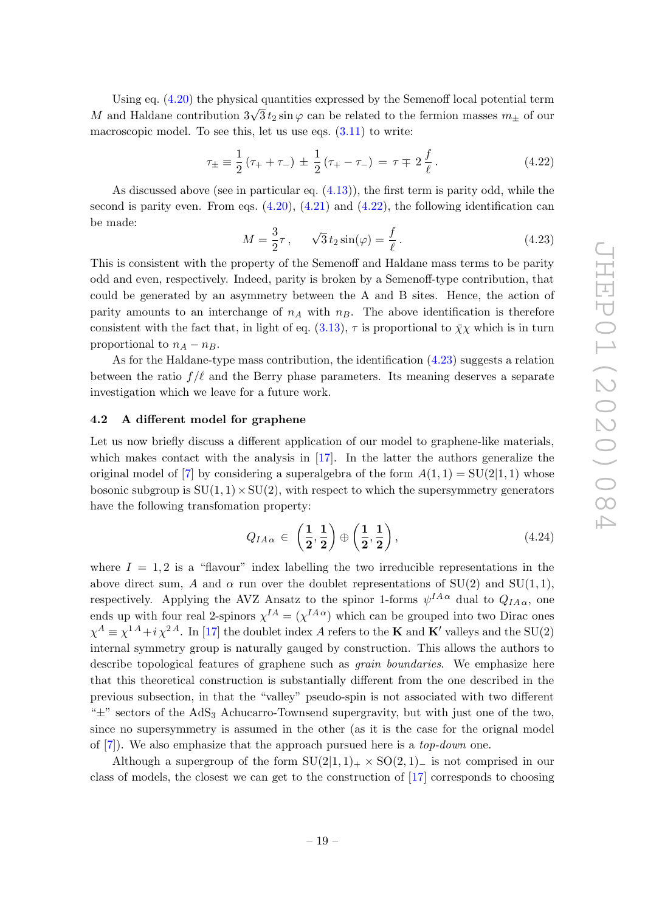Using eq. (4.20) the physical quantities expressed by the Semenoff local potential term $M$ and Haldane contribution $3\sqrt{3}\,t_2 \sin\varphi$ can be related to the fermion masses $m_\pm$ of our macroscopic model. To see this, let us use eqs. (3.11) to write:

$$\tau_\pm \equiv \frac{1}{2}(\tau_+ + \tau_-) \pm \frac{1}{2}(\tau_+ - \tau_-) = \tau \mp 2\,\frac{f}{\ell}\,. \tag{4.22}$$

As discussed above (see in particular eq. (4.13)), the first term is parity odd, while the second is parity even. From eqs. (4.20), (4.21) and (4.22), the following identification can be made:

$$M = \frac{3}{2}\tau\,, \qquad \sqrt{3}\,t_2\sin(\varphi) = \frac{f}{\ell}\,. \tag{4.23}$$

This is consistent with the property of the Semenoff and Haldane mass terms to be parity odd and even, respectively. Indeed, parity is broken by a Semenoff-type contribution, that could be generated by an asymmetry between the A and B sites. Hence, the action of parity amounts to an interchange of $n_A$ with $n_B$. The above identification is therefore consistent with the fact that, in light of eq. (3.13), $\tau$ is proportional to $\bar{\chi}\chi$ which is in turn proportional to $n_A - n_B$.

As for the Haldane-type mass contribution, the identification (4.23) suggests a relation between the ratio $f/\ell$ and the Berry phase parameters. Its meaning deserves a separate investigation which we leave for a future work.

### 4.2 A different model for graphene

Let us now briefly discuss a different application of our model to graphene-like materials, which makes contact with the analysis in [17]. In the latter the authors generalize the original model of [7] by considering a superalgebra of the form $A(1,1) = \mathrm{SU}(2|1,1)$ whose bosonic subgroup is $\mathrm{SU}(1,1)\times\mathrm{SU}(2)$, with respect to which the supersymmetry generators have the following transfomation property:

$$Q_{IA\alpha} \in \left(\frac{\mathbf{1}}{\mathbf{2}},\frac{\mathbf{1}}{\mathbf{2}}\right) \oplus \left(\frac{\mathbf{1}}{\mathbf{2}},\frac{\mathbf{1}}{\mathbf{2}}\right), \tag{4.24}$$

where $I = 1, 2$ is a "flavour" index labelling the two irreducible representations in the above direct sum, $A$ and $\alpha$ run over the doublet representations of SU(2) and SU(1, 1), respectively. Applying the AVZ Ansatz to the spinor 1-forms $\psi^{IA\alpha}$ dual to $Q_{IA\alpha}$, one ends up with four real 2-spinors $\chi^{IA} = (\chi^{IA\alpha})$ which can be grouped into two Dirac ones $\chi^A \equiv \chi^{1A} + i\,\chi^{2A}$. In [17] the doublet index $A$ refers to the $\mathbf{K}$ and $\mathbf{K}'$ valleys and the SU(2) internal symmetry group is naturally gauged by construction. This allows the authors to describe topological features of graphene such as *grain boundaries*. We emphasize here that this theoretical construction is substantially different from the one described in the previous subsection, in that the "valley" pseudo-spin is not associated with two different "$\pm$" sectors of the $\mathrm{AdS}_3$ Achucarro-Townsend supergravity, but with just one of the two, since no supersymmetry is assumed in the other (as it is the case for the orignal model of [7]). We also emphasize that the approach pursued here is a *top-down* one.

Although a supergroup of the form $\mathrm{SU}(2|1,1)_+ \times \mathrm{SO}(2,1)_-$ is not comprised in our class of models, the closest we can get to the construction of [17] corresponds to choosing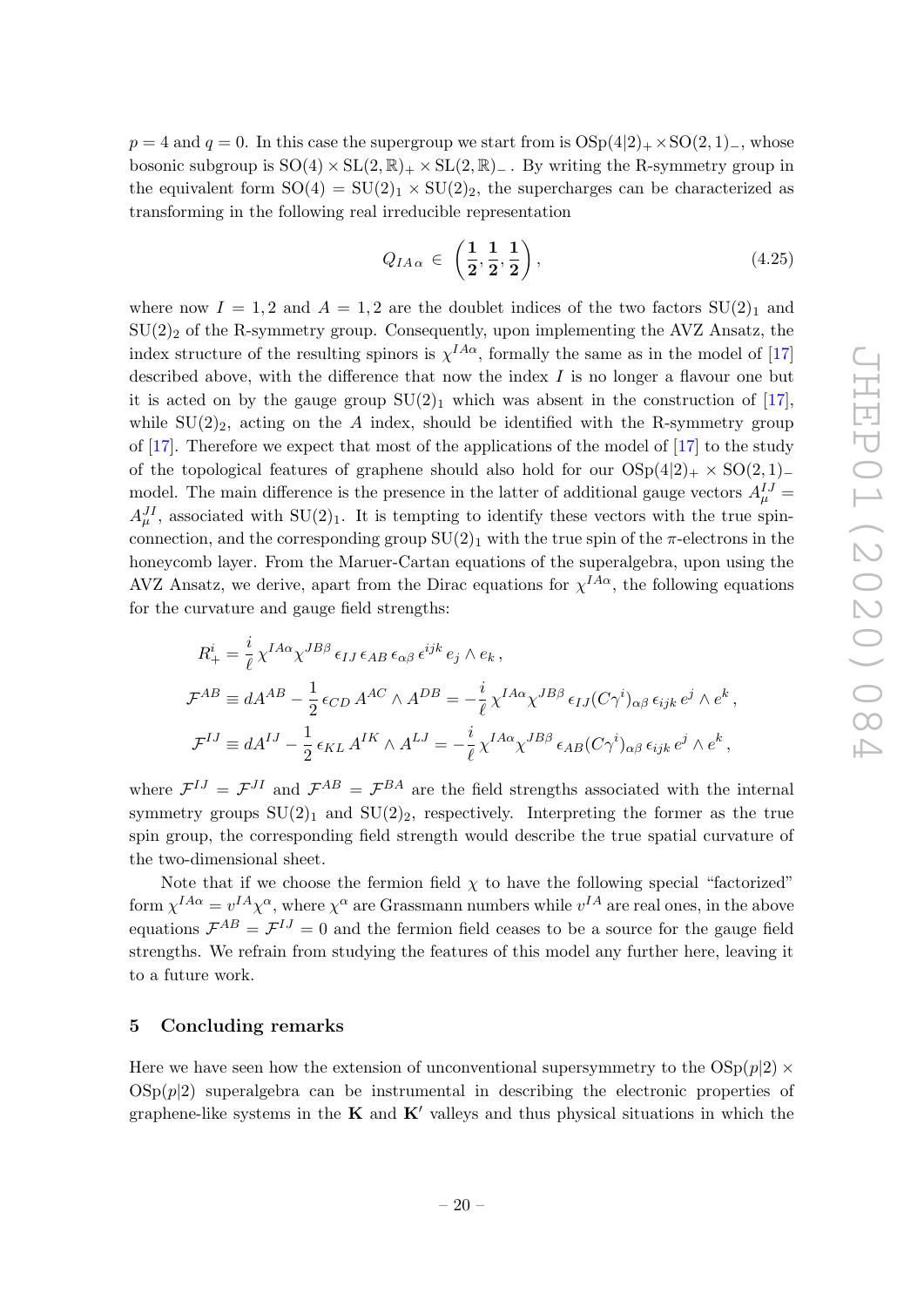$p = 4$ and $q = 0$. In this case the supergroup we start from is $\mathrm{OSp}(4|2)_+ \times \mathrm{SO}(2,1)_-$, whose bosonic subgroup is $\mathrm{SO}(4) \times \mathrm{SL}(2,\mathbb{R})_+ \times \mathrm{SL}(2,\mathbb{R})_-$. By writing the R-symmetry group in the equivalent form $\mathrm{SO}(4) = \mathrm{SU}(2)_1 \times \mathrm{SU}(2)_2$, the supercharges can be characterized as transforming in the following real irreducible representation

$$Q_{IA\alpha} \in \left(\mathbf{\frac{1}{2}}, \mathbf{\frac{1}{2}}, \mathbf{\frac{1}{2}}\right), \tag{4.25}$$

where now $I = 1, 2$ and $A = 1, 2$ are the doublet indices of the two factors $\mathrm{SU}(2)_1$ and $\mathrm{SU}(2)_2$ of the R-symmetry group. Consequently, upon implementing the AVZ Ansatz, the index structure of the resulting spinors is $\chi^{IA\alpha}$, formally the same as in the model of [17] described above, with the difference that now the index $I$ is no longer a flavour one but it is acted on by the gauge group $\mathrm{SU}(2)_1$ which was absent in the construction of [17], while $\mathrm{SU}(2)_2$, acting on the $A$ index, should be identified with the R-symmetry group of [17]. Therefore we expect that most of the applications of the model of [17] to the study of the topological features of graphene should also hold for our $\mathrm{OSp}(4|2)_+ \times \mathrm{SO}(2,1)_-$ model. The main difference is the presence in the latter of additional gauge vectors $A^{IJ}_\mu = A^{JI}_\mu$, associated with $\mathrm{SU}(2)_1$. It is tempting to identify these vectors with the true spin-connection, and the corresponding group $\mathrm{SU}(2)_1$ with the true spin of the $\pi$-electrons in the honeycomb layer. From the Maruer-Cartan equations of the superalgebra, upon using the AVZ Ansatz, we derive, apart from the Dirac equations for $\chi^{IA\alpha}$, the following equations for the curvature and gauge field strengths:

$$
\begin{aligned}
R^i_+ &= \frac{i}{\ell}\,\chi^{IA\alpha}\chi^{JB\beta}\,\epsilon_{IJ}\,\epsilon_{AB}\,\epsilon_{\alpha\beta}\,\epsilon^{ijk}\,e_j \wedge e_k\,,\\
\mathcal{F}^{AB} &\equiv dA^{AB} - \frac{1}{2}\,\epsilon_{CD}\,A^{AC} \wedge A^{DB} = -\frac{i}{\ell}\,\chi^{IA\alpha}\chi^{JB\beta}\,\epsilon_{IJ}(C\gamma^i)_{\alpha\beta}\,\epsilon_{ijk}\,e^j \wedge e^k\,,\\
\mathcal{F}^{IJ} &\equiv dA^{IJ} - \frac{1}{2}\,\epsilon_{KL}\,A^{IK} \wedge A^{LJ} = -\frac{i}{\ell}\,\chi^{IA\alpha}\chi^{JB\beta}\,\epsilon_{AB}(C\gamma^i)_{\alpha\beta}\,\epsilon_{ijk}\,e^j \wedge e^k\,,
\end{aligned}
$$

where $\mathcal{F}^{IJ} = \mathcal{F}^{JI}$ and $\mathcal{F}^{AB} = \mathcal{F}^{BA}$ are the field strengths associated with the internal symmetry groups $\mathrm{SU}(2)_1$ and $\mathrm{SU}(2)_2$, respectively. Interpreting the former as the true spin group, the corresponding field strength would describe the true spatial curvature of the two-dimensional sheet.

Note that if we choose the fermion field $\chi$ to have the following special "factorized" form $\chi^{IA\alpha} = v^{IA}\chi^\alpha$, where $\chi^\alpha$ are Grassmann numbers while $v^{IA}$ are real ones, in the above equations $\mathcal{F}^{AB} = \mathcal{F}^{IJ} = 0$ and the fermion field ceases to be a source for the gauge field strengths. We refrain from studying the features of this model any further here, leaving it to a future work.

## 5 Concluding remarks

Here we have seen how the extension of unconventional supersymmetry to the $\mathrm{OSp}(p|2) \times \mathrm{OSp}(p|2)$ superalgebra can be instrumental in describing the electronic properties of graphene-like systems in the $\mathbf{K}$ and $\mathbf{K}'$ valleys and thus physical situations in which the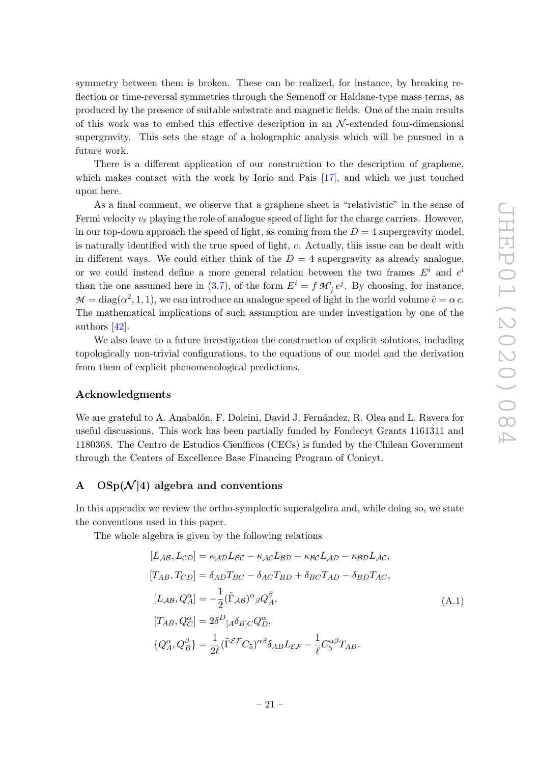symmetry between them is broken. These can be realized, for instance, by breaking reflection or time-reversal symmetries through the Semenoff or Haldane-type mass terms, as produced by the presence of suitable substrate and magnetic fields. One of the main results of this work was to embed this effective description in an $\mathcal{N}$-extended four-dimensional supergravity. This sets the stage of a holographic analysis which will be pursued in a future work.

There is a different application of our construction to the description of graphene, which makes contact with the work by Iorio and Pais [17], and which we just touched upon here.

As a final comment, we observe that a graphene sheet is "relativistic" in the sense of Fermi velocity $v_{\mathrm{F}}$ playing the role of analogue speed of light for the charge carriers. However, in our top-down approach the speed of light, as coming from the $D=4$ supergravity model, is naturally identified with the true speed of light, $c$. Actually, this issue can be dealt with in different ways. We could either think of the $D=4$ supergravity as already analogue, or we could instead define a more general relation between the two frames $E^i$ and $e^i$ than the one assumed here in (3.7), of the form $E^i = f\, \mathcal{M}^i_{\ j}\, e^j$. By choosing, for instance, $\mathcal{M} = \mathrm{diag}(\alpha^2, 1, 1)$, we can introduce an analogue speed of light in the world volume $\hat{c} = \alpha\, c$. The mathematical implications of such assumption are under investigation by one of the authors [42].

We also leave to a future investigation the construction of explicit solutions, including topologically non-trivial configurations, to the equations of our model and the derivation from them of explicit phenomenological predictions.

## Acknowledgments

We are grateful to A. Anabalón, F. Dolcini, David J. Fernández, R. Olea and L. Ravera for useful discussions. This work has been partially funded by Fondecyt Grants 1161311 and 1180368. The Centro de Estudios Científicos (CECs) is funded by the Chilean Government through the Centers of Excellence Base Financing Program of Conicyt.

## A OSp($\mathcal{N}$|4) algebra and conventions

In this appendix we review the ortho-symplectic superalgebra and, while doing so, we state the conventions used in this paper.

The whole algebra is given by the following relations

$$
\begin{aligned}
[L_{\mathcal{AB}}, L_{\mathcal{CD}}] &= \kappa_{\mathcal{AD}} L_{\mathcal{BC}} - \kappa_{\mathcal{AC}} L_{\mathcal{BD}} + \kappa_{\mathcal{BC}} L_{\mathcal{AD}} - \kappa_{\mathcal{BD}} L_{\mathcal{AC}}, \\
[T_{AB}, T_{CD}] &= \delta_{AD} T_{BC} - \delta_{AC} T_{BD} + \delta_{BC} T_{AD} - \delta_{BD} T_{AC}, \\
[L_{\mathcal{AB}}, Q^\alpha_A] &= -\frac{1}{2} (\tilde{\Gamma}_{\mathcal{AB}})^\alpha{}_\beta Q^\beta_A, \\
[T_{AB}, Q^\alpha_C] &= 2\delta^D{}_{[A} \delta_{B]C} Q^\alpha_D, \\
\{Q^\alpha_A, Q^\beta_B\} &= \frac{1}{2\ell} (\tilde{\Gamma}^{\mathcal{EF}} C_5)^{\alpha\beta} \delta_{AB} L_{\mathcal{EF}} - \frac{1}{\ell} C_5^{\alpha\beta} T_{AB}.
\end{aligned}
\tag{A.1}
$$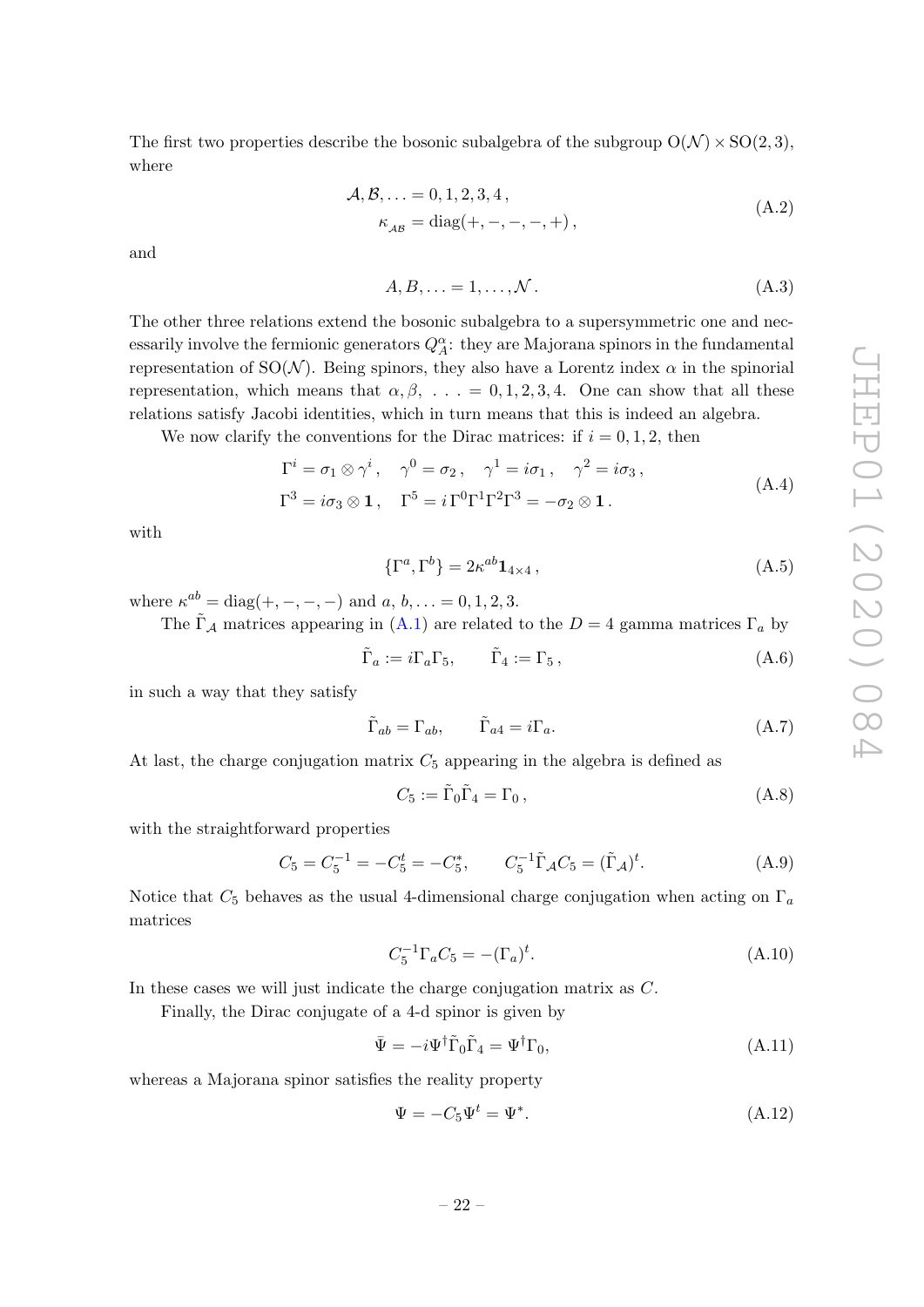The first two properties describe the bosonic subalgebra of the subgroup $\mathrm{O}(\mathcal{N}) \times \mathrm{SO}(2,3)$, where

$$\begin{aligned} \mathcal{A}, \mathcal{B}, \ldots &= 0, 1, 2, 3, 4\,, \\ \kappa_{\mathcal{AB}} &= \mathrm{diag}(+, -, -, -, +)\,, \end{aligned} \tag{A.2}$$

and

$$A, B, \ldots = 1, \ldots, \mathcal{N}\,. \tag{A.3}$$

The other three relations extend the bosonic subalgebra to a supersymmetric one and necessarily involve the fermionic generators $Q^{\alpha}_{A}$: they are Majorana spinors in the fundamental representation of $\mathrm{SO}(\mathcal{N})$. Being spinors, they also have a Lorentz index $\alpha$ in the spinorial representation, which means that $\alpha, \beta, \; \ldots = 0, 1, 2, 3, 4$. One can show that all these relations satisfy Jacobi identities, which in turn means that this is indeed an algebra.

We now clarify the conventions for the Dirac matrices: if $i = 0, 1, 2$, then

$$\begin{aligned} &\Gamma^{i} = \sigma_1 \otimes \gamma^{i}\,, \quad \gamma^{0} = \sigma_2\,, \quad \gamma^{1} = i\sigma_1\,, \quad \gamma^{2} = i\sigma_3\,, \\ &\Gamma^{3} = i\sigma_3 \otimes \mathbf{1}\,, \quad \Gamma^{5} = i\,\Gamma^{0}\Gamma^{1}\Gamma^{2}\Gamma^{3} = -\sigma_2 \otimes \mathbf{1}\,. \end{aligned} \tag{A.4}$$

with

$$\{\Gamma^{a}, \Gamma^{b}\} = 2\kappa^{ab}\mathbf{1}_{4\times 4}\,, \tag{A.5}$$

where $\kappa^{ab} = \mathrm{diag}(+, -, -, -)$ and $a, b, \ldots = 0, 1, 2, 3$.

The $\tilde{\Gamma}_{\mathcal{A}}$ matrices appearing in (A.1) are related to the $D = 4$ gamma matrices $\Gamma_a$ by

$$\tilde{\Gamma}_a := i\Gamma_a\Gamma_5, \qquad \tilde{\Gamma}_4 := \Gamma_5\,, \tag{A.6}$$

in such a way that they satisfy

$$\tilde{\Gamma}_{ab} = \Gamma_{ab}, \qquad \tilde{\Gamma}_{a4} = i\Gamma_a. \tag{A.7}$$

At last, the charge conjugation matrix $C_5$ appearing in the algebra is defined as

$$C_5 := \tilde{\Gamma}_0\tilde{\Gamma}_4 = \Gamma_0\,, \tag{A.8}$$

with the straightforward properties

$$C_5 = C_5^{-1} = -C_5^{t} = -C_5^{*}, \qquad C_5^{-1}\tilde{\Gamma}_{\mathcal{A}}C_5 = (\tilde{\Gamma}_{\mathcal{A}})^{t}. \tag{A.9}$$

Notice that $C_5$ behaves as the usual 4-dimensional charge conjugation when acting on $\Gamma_a$ matrices

$$C_5^{-1}\Gamma_a C_5 = -(\Gamma_a)^{t}. \tag{A.10}$$

In these cases we will just indicate the charge conjugation matrix as $C$.

Finally, the Dirac conjugate of a 4-d spinor is given by

$$\bar{\Psi} = -i\Psi^{\dagger}\tilde{\Gamma}_0\tilde{\Gamma}_4 = \Psi^{\dagger}\Gamma_0, \tag{A.11}$$

whereas a Majorana spinor satisfies the reality property

$$\Psi = -C_5\Psi^{t} = \Psi^{*}. \tag{A.12}$$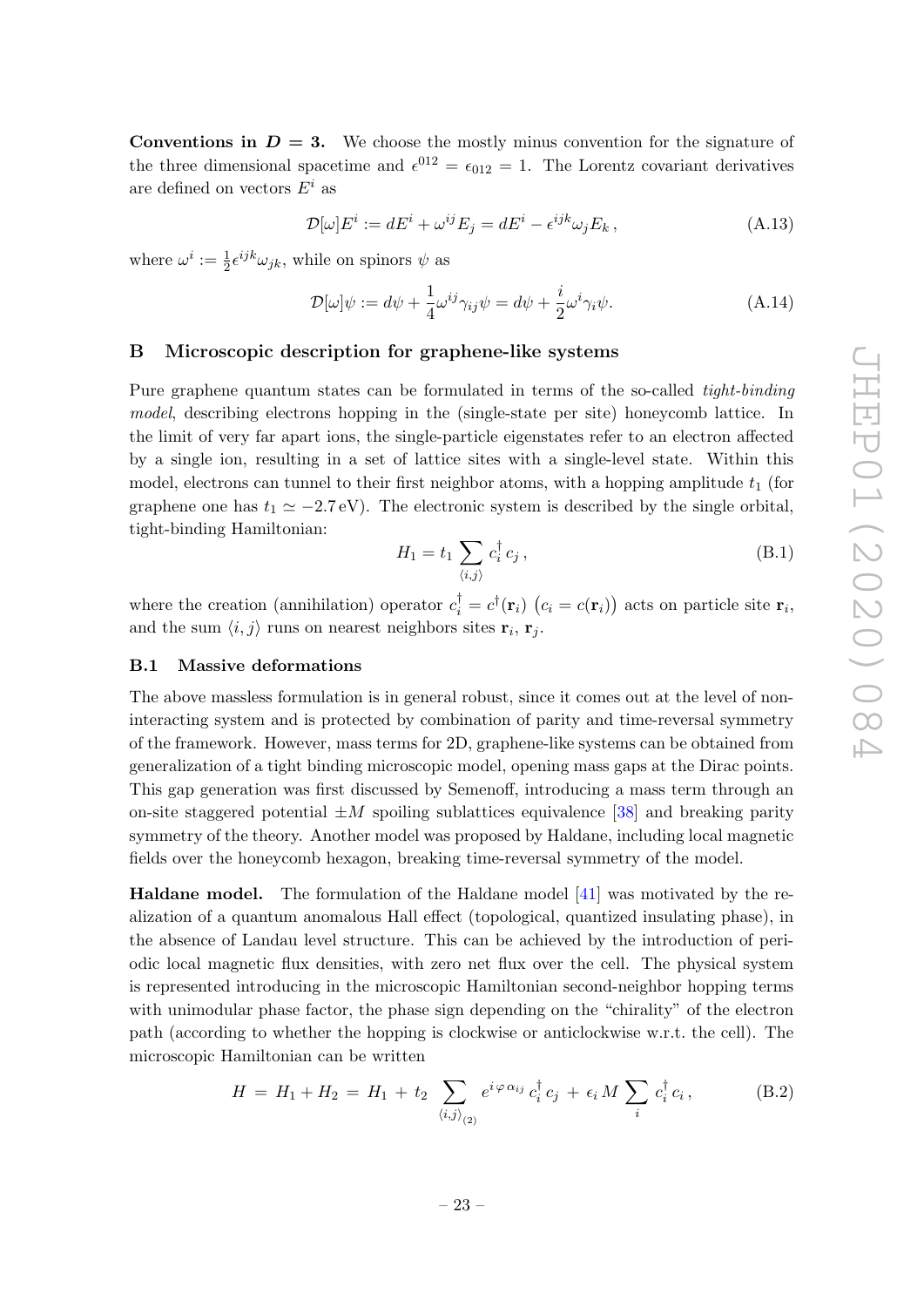**Conventions in $D = 3$.** We choose the mostly minus convention for the signature of the three dimensional spacetime and $\epsilon^{012} = \epsilon_{012} = 1$. The Lorentz covariant derivatives are defined on vectors $E^i$ as

$$\mathcal{D}[\omega]E^i := dE^i + \omega^{ij}E_j = dE^i - \epsilon^{ijk}\omega_j E_k\,, \tag{A.13}$$

where $\omega^i := \frac{1}{2}\epsilon^{ijk}\omega_{jk}$, while on spinors $\psi$ as

$$\mathcal{D}[\omega]\psi := d\psi + \frac{1}{4}\omega^{ij}\gamma_{ij}\psi = d\psi + \frac{i}{2}\omega^i\gamma_i\psi. \tag{A.14}$$

## B Microscopic description for graphene-like systems

Pure graphene quantum states can be formulated in terms of the so-called *tight-binding model*, describing electrons hopping in the (single-state per site) honeycomb lattice. In the limit of very far apart ions, the single-particle eigenstates refer to an electron affected by a single ion, resulting in a set of lattice sites with a single-level state. Within this model, electrons can tunnel to their first neighbor atoms, with a hopping amplitude $t_1$ (for graphene one has $t_1 \simeq -2.7\,\text{eV}$). The electronic system is described by the single orbital, tight-binding Hamiltonian:

$$H_1 = t_1 \sum_{\langle i,j\rangle} c_i^\dagger\, c_j\,, \tag{B.1}$$

where the creation (annihilation) operator $c_i^\dagger = c^\dagger(\mathbf{r}_i)$ $\big(c_i = c(\mathbf{r}_i)\big)$ acts on particle site $\mathbf{r}_i$, and the sum $\langle i,j\rangle$ runs on nearest neighbors sites $\mathbf{r}_i$, $\mathbf{r}_j$.

### B.1 Massive deformations

The above massless formulation is in general robust, since it comes out at the level of non-interacting system and is protected by combination of parity and time-reversal symmetry of the framework. However, mass terms for 2D, graphene-like systems can be obtained from generalization of a tight binding microscopic model, opening mass gaps at the Dirac points. This gap generation was first discussed by Semenoff, introducing a mass term through an on-site staggered potential $\pm M$ spoiling sublattices equivalence [38] and breaking parity symmetry of the theory. Another model was proposed by Haldane, including local magnetic fields over the honeycomb hexagon, breaking time-reversal symmetry of the model.

**Haldane model.** The formulation of the Haldane model [41] was motivated by the realization of a quantum anomalous Hall effect (topological, quantized insulating phase), in the absence of Landau level structure. This can be achieved by the introduction of periodic local magnetic flux densities, with zero net flux over the cell. The physical system is represented introducing in the microscopic Hamiltonian second-neighbor hopping terms with unimodular phase factor, the phase sign depending on the "chirality" of the electron path (according to whether the hopping is clockwise or anticlockwise w.r.t. the cell). The microscopic Hamiltonian can be written

$$H \;=\; H_1 + H_2 \;=\; H_1 \,+\, t_2 \sum_{\langle i,j\rangle_{(2)}} e^{i\,\varphi\,\alpha_{ij}}\, c_i^\dagger\, c_j \,+\, \epsilon_i\, M \sum_i c_i^\dagger\, c_i\,, \tag{B.2}$$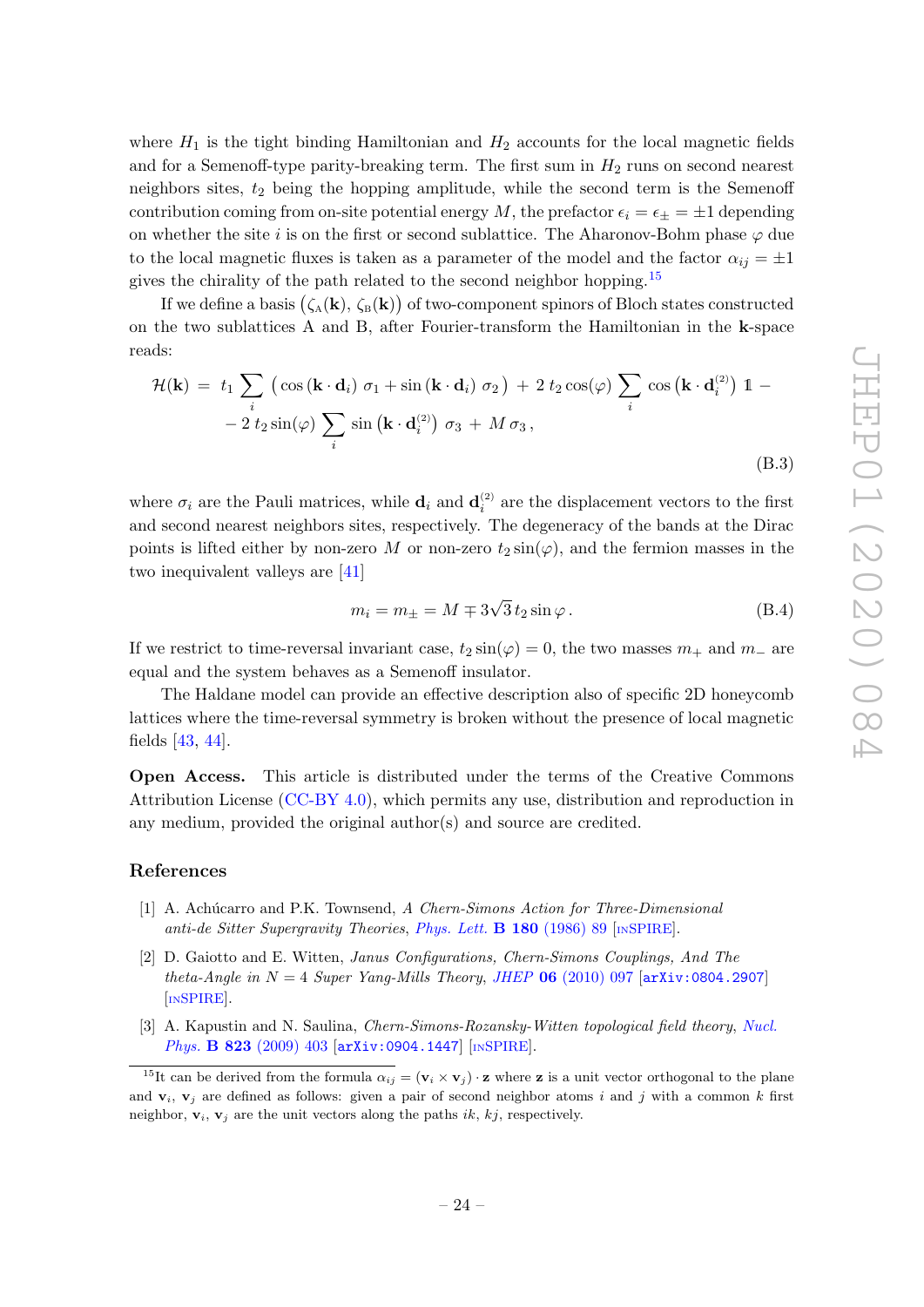where $H_1$ is the tight binding Hamiltonian and $H_2$ accounts for the local magnetic fields and for a Semenoff-type parity-breaking term. The first sum in $H_2$ runs on second nearest neighbors sites, $t_2$ being the hopping amplitude, while the second term is the Semenoff contribution coming from on-site potential energy $M$, the prefactor $\epsilon_i = \epsilon_\pm = \pm 1$ depending on whether the site $i$ is on the first or second sublattice. The Aharonov-Bohm phase $\varphi$ due to the local magnetic fluxes is taken as a parameter of the model and the factor $\alpha_{ij} = \pm 1$ gives the chirality of the path related to the second neighbor hopping.[15]

If we define a basis $\big(\zeta_{\rm A}(\mathbf{k}),\, \zeta_{\rm B}(\mathbf{k})\big)$ of two-component spinors of Bloch states constructed on the two sublattices A and B, after Fourier-transform the Hamiltonian in the $\mathbf{k}$-space reads:

$$
\begin{aligned}
\mathcal{H}(\mathbf{k}) \;=\; & t_1 \sum_i \big( \cos(\mathbf{k}\cdot\mathbf{d}_i)\, \sigma_1 + \sin(\mathbf{k}\cdot\mathbf{d}_i)\, \sigma_2 \big) \;+\; 2\, t_2 \cos(\varphi) \sum_i \cos\big(\mathbf{k}\cdot\mathbf{d}_i^{(2)}\big)\, \mathbb{1} \;- \\
& -\, 2\, t_2 \sin(\varphi) \sum_i \sin\big(\mathbf{k}\cdot\mathbf{d}_i^{(2)}\big)\, \sigma_3 \;+\; M\, \sigma_3\,,
\end{aligned}
\tag{B.3}
$$

where $\sigma_i$ are the Pauli matrices, while $\mathbf{d}_i$ and $\mathbf{d}_i^{(2)}$ are the displacement vectors to the first and second nearest neighbors sites, respectively. The degeneracy of the bands at the Dirac points is lifted either by non-zero $M$ or non-zero $t_2 \sin(\varphi)$, and the fermion masses in the two inequivalent valleys are [41]

$$
m_i = m_\pm = M \mp 3\sqrt{3}\, t_2 \sin\varphi\,. \tag{B.4}
$$

If we restrict to time-reversal invariant case, $t_2 \sin(\varphi) = 0$, the two masses $m_+$ and $m_-$ are equal and the system behaves as a Semenoff insulator.

The Haldane model can provide an effective description also of specific 2D honeycomb lattices where the time-reversal symmetry is broken without the presence of local magnetic fields [43, 44].

**Open Access.** This article is distributed under the terms of the Creative Commons Attribution License (CC-BY 4.0), which permits any use, distribution and reproduction in any medium, provided the original author(s) and source are credited.

## References

[1] A. Achúcarro and P.K. Townsend, *A Chern-Simons Action for Three-Dimensional anti-de Sitter Supergravity Theories*, *Phys. Lett.* **B 180** (1986) 89 [INSPIRE].

[2] D. Gaiotto and E. Witten, *Janus Configurations, Chern-Simons Couplings, And The theta-Angle in N = 4 Super Yang-Mills Theory*, *JHEP* **06** (2010) 097 [arXiv:0804.2907] [INSPIRE].

[3] A. Kapustin and N. Saulina, *Chern-Simons-Rozansky-Witten topological field theory*, *Nucl. Phys.* **B 823** (2009) 403 [arXiv:0904.1447] [INSPIRE].

---

[15] It can be derived from the formula $\alpha_{ij} = (\mathbf{v}_i \times \mathbf{v}_j)\cdot \mathbf{z}$ where $\mathbf{z}$ is a unit vector orthogonal to the plane and $\mathbf{v}_i$, $\mathbf{v}_j$ are defined as follows: given a pair of second neighbor atoms $i$ and $j$ with a common $k$ first neighbor, $\mathbf{v}_i$, $\mathbf{v}_j$ are the unit vectors along the paths $ik$, $kj$, respectively.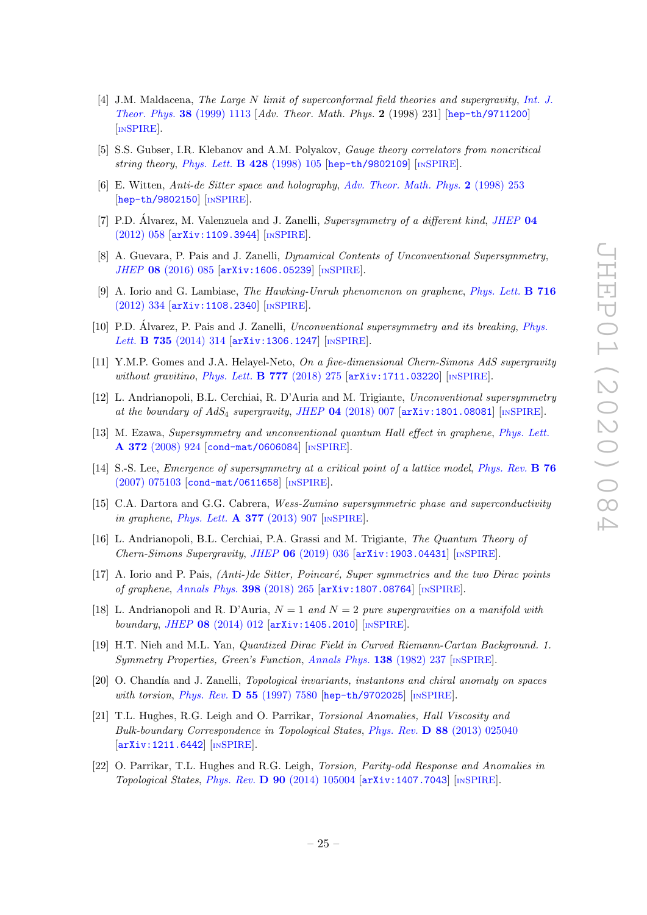[4] J.M. Maldacena, *The Large N limit of superconformal field theories and supergravity*, *Int. J. Theor. Phys.* **38** (1999) 1113 [*Adv. Theor. Math. Phys.* **2** (1998) 231] [hep-th/9711200] [INSPIRE].

[5] S.S. Gubser, I.R. Klebanov and A.M. Polyakov, *Gauge theory correlators from noncritical string theory*, *Phys. Lett.* **B 428** (1998) 105 [hep-th/9802109] [INSPIRE].

[6] E. Witten, *Anti-de Sitter space and holography*, *Adv. Theor. Math. Phys.* **2** (1998) 253 [hep-th/9802150] [INSPIRE].

[7] P.D. Álvarez, M. Valenzuela and J. Zanelli, *Supersymmetry of a different kind*, *JHEP* **04** (2012) 058 [arXiv:1109.3944] [INSPIRE].

[8] A. Guevara, P. Pais and J. Zanelli, *Dynamical Contents of Unconventional Supersymmetry*, *JHEP* **08** (2016) 085 [arXiv:1606.05239] [INSPIRE].

[9] A. Iorio and G. Lambiase, *The Hawking-Unruh phenomenon on graphene*, *Phys. Lett.* **B 716** (2012) 334 [arXiv:1108.2340] [INSPIRE].

[10] P.D. Álvarez, P. Pais and J. Zanelli, *Unconventional supersymmetry and its breaking*, *Phys. Lett.* **B 735** (2014) 314 [arXiv:1306.1247] [INSPIRE].

[11] Y.M.P. Gomes and J.A. Helayel-Neto, *On a five-dimensional Chern-Simons AdS supergravity without gravitino*, *Phys. Lett.* **B 777** (2018) 275 [arXiv:1711.03220] [INSPIRE].

[12] L. Andrianopoli, B.L. Cerchiai, R. D'Auria and M. Trigiante, *Unconventional supersymmetry at the boundary of AdS$_4$ supergravity*, *JHEP* **04** (2018) 007 [arXiv:1801.08081] [INSPIRE].

[13] M. Ezawa, *Supersymmetry and unconventional quantum Hall effect in graphene*, *Phys. Lett.* **A 372** (2008) 924 [cond-mat/0606084] [INSPIRE].

[14] S.-S. Lee, *Emergence of supersymmetry at a critical point of a lattice model*, *Phys. Rev.* **B 76** (2007) 075103 [cond-mat/0611658] [INSPIRE].

[15] C.A. Dartora and G.G. Cabrera, *Wess-Zumino supersymmetric phase and superconductivity in graphene*, *Phys. Lett.* **A 377** (2013) 907 [INSPIRE].

[16] L. Andrianopoli, B.L. Cerchiai, P.A. Grassi and M. Trigiante, *The Quantum Theory of Chern-Simons Supergravity*, *JHEP* **06** (2019) 036 [arXiv:1903.04431] [INSPIRE].

[17] A. Iorio and P. Pais, *(Anti-)de Sitter, Poincaré, Super symmetries and the two Dirac points of graphene*, *Annals Phys.* **398** (2018) 265 [arXiv:1807.08764] [INSPIRE].

[18] L. Andrianopoli and R. D'Auria, *$N = 1$ and $N = 2$ pure supergravities on a manifold with boundary*, *JHEP* **08** (2014) 012 [arXiv:1405.2010] [INSPIRE].

[19] H.T. Nieh and M.L. Yan, *Quantized Dirac Field in Curved Riemann-Cartan Background. 1. Symmetry Properties, Green's Function*, *Annals Phys.* **138** (1982) 237 [INSPIRE].

[20] O. Chandía and J. Zanelli, *Topological invariants, instantons and chiral anomaly on spaces with torsion*, *Phys. Rev.* **D 55** (1997) 7580 [hep-th/9702025] [INSPIRE].

[21] T.L. Hughes, R.G. Leigh and O. Parrikar, *Torsional Anomalies, Hall Viscosity and Bulk-boundary Correspondence in Topological States*, *Phys. Rev.* **D 88** (2013) 025040 [arXiv:1211.6442] [INSPIRE].

[22] O. Parrikar, T.L. Hughes and R.G. Leigh, *Torsion, Parity-odd Response and Anomalies in Topological States*, *Phys. Rev.* **D 90** (2014) 105004 [arXiv:1407.7043] [INSPIRE].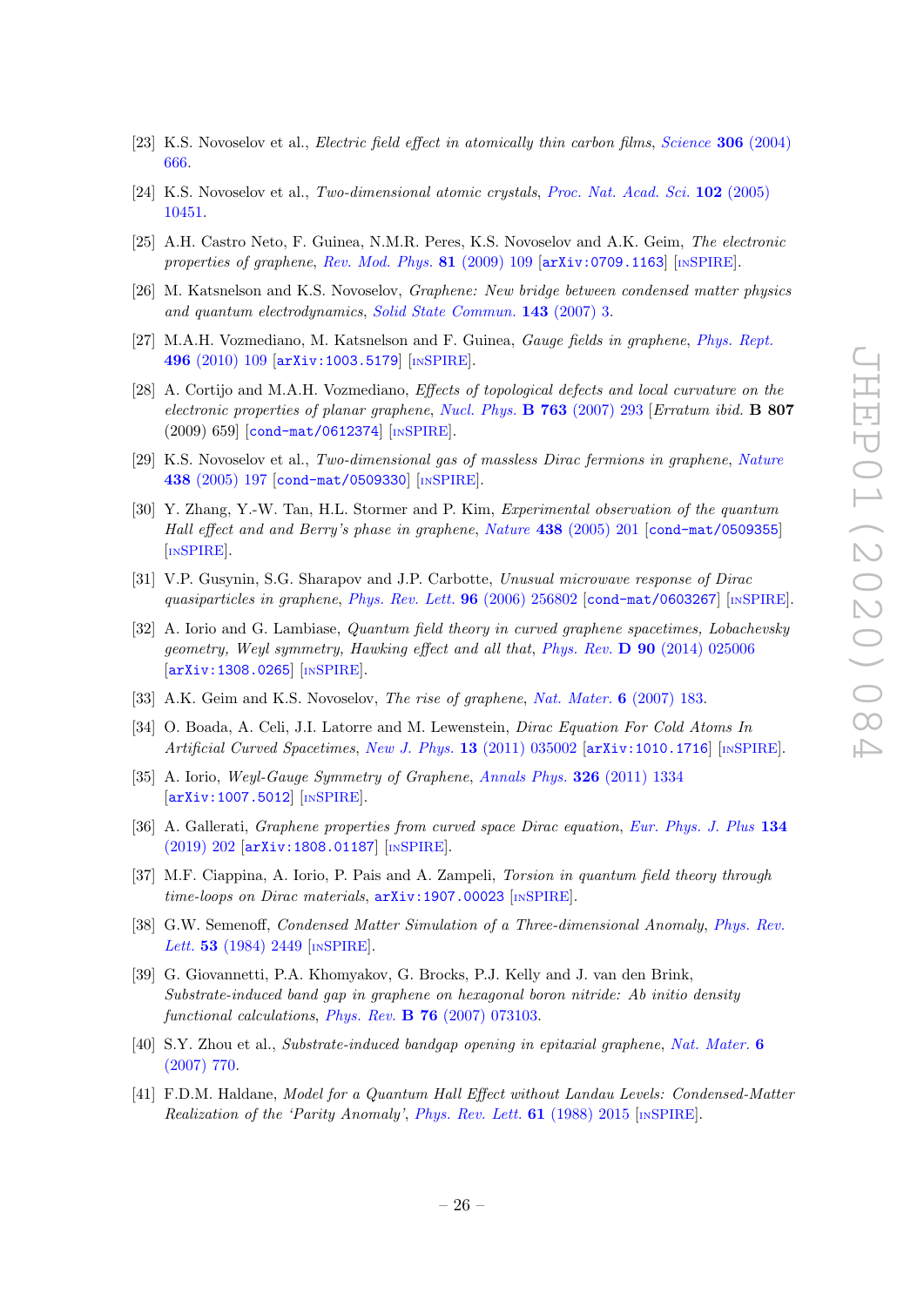- [23] K.S. Novoselov et al., *Electric field effect in atomically thin carbon films*, Science **306** (2004) 666.
- [24] K.S. Novoselov et al., *Two-dimensional atomic crystals*, Proc. Nat. Acad. Sci. **102** (2005) 10451.
- [25] A.H. Castro Neto, F. Guinea, N.M.R. Peres, K.S. Novoselov and A.K. Geim, *The electronic properties of graphene*, Rev. Mod. Phys. **81** (2009) 109 [arXiv:0709.1163] [INSPIRE].
- [26] M. Katsnelson and K.S. Novoselov, *Graphene: New bridge between condensed matter physics and quantum electrodynamics*, Solid State Commun. **143** (2007) 3.
- [27] M.A.H. Vozmediano, M. Katsnelson and F. Guinea, *Gauge fields in graphene*, Phys. Rept. **496** (2010) 109 [arXiv:1003.5179] [INSPIRE].
- [28] A. Cortijo and M.A.H. Vozmediano, *Effects of topological defects and local curvature on the electronic properties of planar graphene*, Nucl. Phys. **B 763** (2007) 293 [*Erratum ibid.* **B 807** (2009) 659] [cond-mat/0612374] [INSPIRE].
- [29] K.S. Novoselov et al., *Two-dimensional gas of massless Dirac fermions in graphene*, Nature **438** (2005) 197 [cond-mat/0509330] [INSPIRE].
- [30] Y. Zhang, Y.-W. Tan, H.L. Stormer and P. Kim, *Experimental observation of the quantum Hall effect and and Berry's phase in graphene*, Nature **438** (2005) 201 [cond-mat/0509355] [INSPIRE].
- [31] V.P. Gusynin, S.G. Sharapov and J.P. Carbotte, *Unusual microwave response of Dirac quasiparticles in graphene*, Phys. Rev. Lett. **96** (2006) 256802 [cond-mat/0603267] [INSPIRE].
- [32] A. Iorio and G. Lambiase, *Quantum field theory in curved graphene spacetimes, Lobachevsky geometry, Weyl symmetry, Hawking effect and all that*, Phys. Rev. **D 90** (2014) 025006 [arXiv:1308.0265] [INSPIRE].
- [33] A.K. Geim and K.S. Novoselov, *The rise of graphene*, Nat. Mater. **6** (2007) 183.
- [34] O. Boada, A. Celi, J.I. Latorre and M. Lewenstein, *Dirac Equation For Cold Atoms In Artificial Curved Spacetimes*, New J. Phys. **13** (2011) 035002 [arXiv:1010.1716] [INSPIRE].
- [35] A. Iorio, *Weyl-Gauge Symmetry of Graphene*, Annals Phys. **326** (2011) 1334 [arXiv:1007.5012] [INSPIRE].
- [36] A. Gallerati, *Graphene properties from curved space Dirac equation*, Eur. Phys. J. Plus **134** (2019) 202 [arXiv:1808.01187] [INSPIRE].
- [37] M.F. Ciappina, A. Iorio, P. Pais and A. Zampeli, *Torsion in quantum field theory through time-loops on Dirac materials*, arXiv:1907.00023 [INSPIRE].
- [38] G.W. Semenoff, *Condensed Matter Simulation of a Three-dimensional Anomaly*, Phys. Rev. Lett. **53** (1984) 2449 [INSPIRE].
- [39] G. Giovannetti, P.A. Khomyakov, G. Brocks, P.J. Kelly and J. van den Brink, *Substrate-induced band gap in graphene on hexagonal boron nitride: Ab initio density functional calculations*, Phys. Rev. **B 76** (2007) 073103.
- [40] S.Y. Zhou et al., *Substrate-induced bandgap opening in epitaxial graphene*, Nat. Mater. **6** (2007) 770.
- [41] F.D.M. Haldane, *Model for a Quantum Hall Effect without Landau Levels: Condensed-Matter Realization of the 'Parity Anomaly'*, Phys. Rev. Lett. **61** (1988) 2015 [INSPIRE].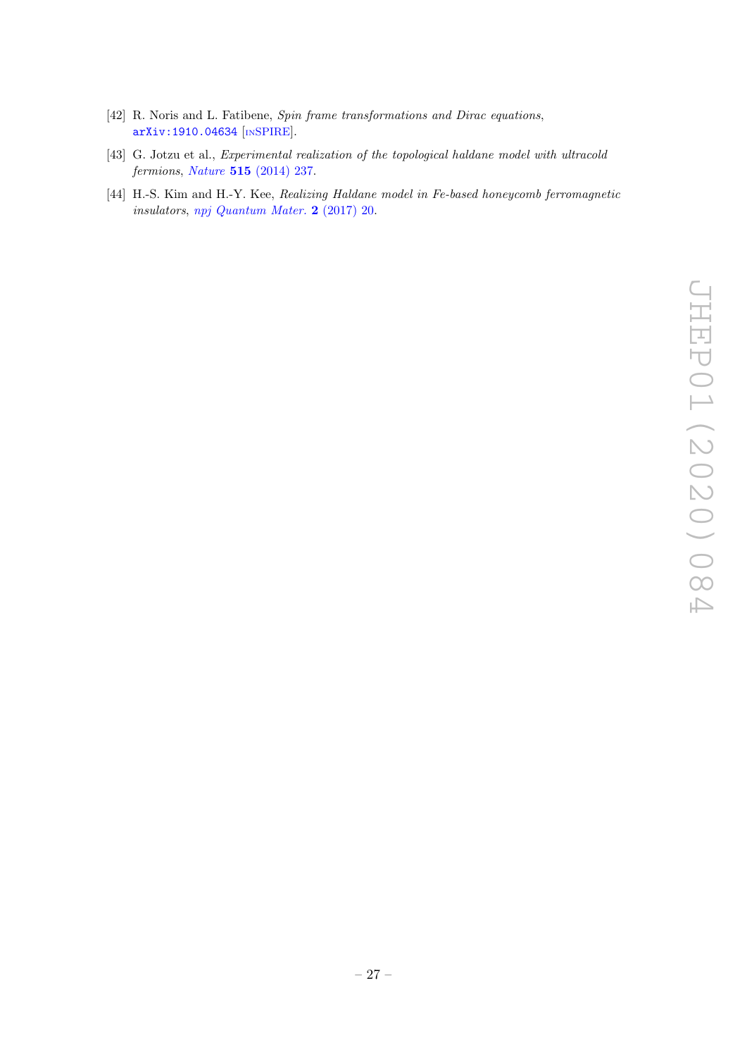[42] R. Noris and L. Fatibene, *Spin frame transformations and Dirac equations*, arXiv:1910.04634 [INSPIRE].

[43] G. Jotzu et al., *Experimental realization of the topological haldane model with ultracold fermions*, *Nature* **515** (2014) 237.

[44] H.-S. Kim and H.-Y. Kee, *Realizing Haldane model in Fe-based honeycomb ferromagnetic insulators*, *npj Quantum Mater.* **2** (2017) 20.